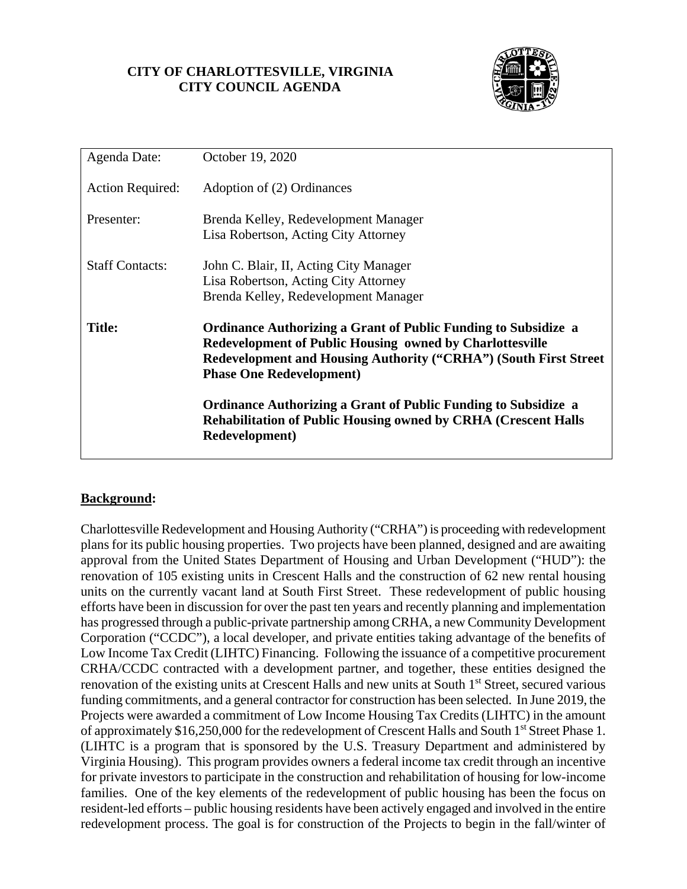**CITY OF CHARLOTTESVILLE, VIRGINIA**
**CITY COUNCIL AGENDA**

| | |
|---|---|
| Agenda Date: | October 19, 2020 |
| Action Required: | Adoption of (2) Ordinances |
| Presenter: | Brenda Kelley, Redevelopment Manager<br>Lisa Robertson, Acting City Attorney |
| Staff Contacts: | John C. Blair, II, Acting City Manager<br>Lisa Robertson, Acting City Attorney<br>Brenda Kelley, Redevelopment Manager |
| **Title:** | **Ordinance Authorizing a Grant of Public Funding to Subsidize a Redevelopment of Public Housing owned by Charlottesville Redevelopment and Housing Authority ("CRHA") (South First Street Phase One Redevelopment)**<br><br>**Ordinance Authorizing a Grant of Public Funding to Subsidize a Rehabilitation of Public Housing owned by CRHA (Crescent Halls Redevelopment)** |

## Background:

Charlottesville Redevelopment and Housing Authority ("CRHA") is proceeding with redevelopment plans for its public housing properties. Two projects have been planned, designed and are awaiting approval from the United States Department of Housing and Urban Development ("HUD"): the renovation of 105 existing units in Crescent Halls and the construction of 62 new rental housing units on the currently vacant land at South First Street. These redevelopment of public housing efforts have been in discussion for over the past ten years and recently planning and implementation has progressed through a public-private partnership among CRHA, a new Community Development Corporation ("CCDC"), a local developer, and private entities taking advantage of the benefits of Low Income Tax Credit (LIHTC) Financing. Following the issuance of a competitive procurement CRHA/CCDC contracted with a development partner, and together, these entities designed the renovation of the existing units at Crescent Halls and new units at South 1st Street, secured various funding commitments, and a general contractor for construction has been selected. In June 2019, the Projects were awarded a commitment of Low Income Housing Tax Credits (LIHTC) in the amount of approximately $16,250,000 for the redevelopment of Crescent Halls and South 1st Street Phase 1. (LIHTC is a program that is sponsored by the U.S. Treasury Department and administered by Virginia Housing). This program provides owners a federal income tax credit through an incentive for private investors to participate in the construction and rehabilitation of housing for low-income families. One of the key elements of the redevelopment of public housing has been the focus on resident-led efforts – public housing residents have been actively engaged and involved in the entire redevelopment process. The goal is for construction of the Projects to begin in the fall/winter of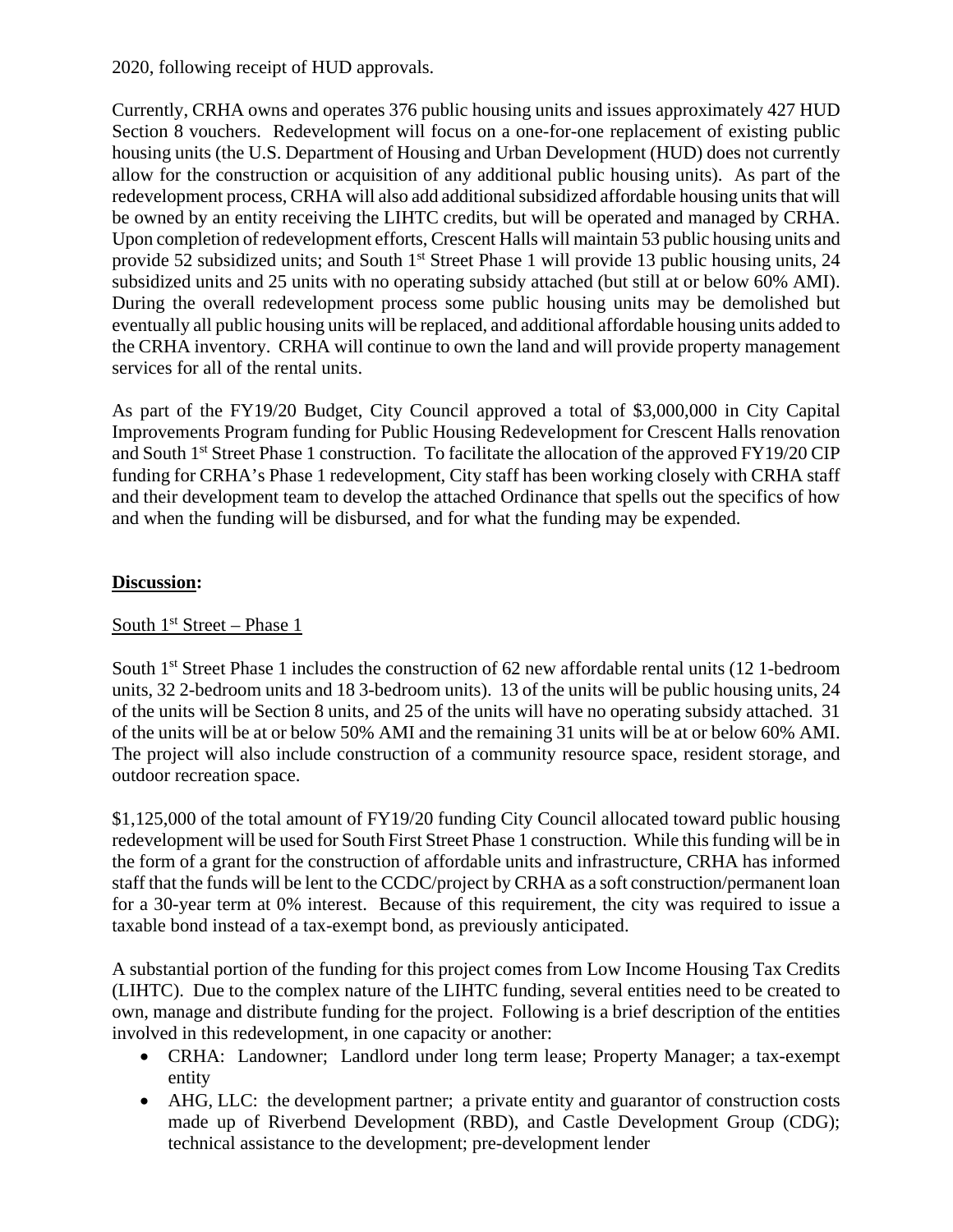2020, following receipt of HUD approvals.

Currently, CRHA owns and operates 376 public housing units and issues approximately 427 HUD Section 8 vouchers. Redevelopment will focus on a one-for-one replacement of existing public housing units (the U.S. Department of Housing and Urban Development (HUD) does not currently allow for the construction or acquisition of any additional public housing units). As part of the redevelopment process, CRHA will also add additional subsidized affordable housing units that will be owned by an entity receiving the LIHTC credits, but will be operated and managed by CRHA. Upon completion of redevelopment efforts, Crescent Halls will maintain 53 public housing units and provide 52 subsidized units; and South 1st Street Phase 1 will provide 13 public housing units, 24 subsidized units and 25 units with no operating subsidy attached (but still at or below 60% AMI). During the overall redevelopment process some public housing units may be demolished but eventually all public housing units will be replaced, and additional affordable housing units added to the CRHA inventory. CRHA will continue to own the land and will provide property management services for all of the rental units.

As part of the FY19/20 Budget, City Council approved a total of $3,000,000 in City Capital Improvements Program funding for Public Housing Redevelopment for Crescent Halls renovation and South 1st Street Phase 1 construction. To facilitate the allocation of the approved FY19/20 CIP funding for CRHA's Phase 1 redevelopment, City staff has been working closely with CRHA staff and their development team to develop the attached Ordinance that spells out the specifics of how and when the funding will be disbursed, and for what the funding may be expended.

## Discussion:

### South 1st Street – Phase 1

South 1st Street Phase 1 includes the construction of 62 new affordable rental units (12 1-bedroom units, 32 2-bedroom units and 18 3-bedroom units). 13 of the units will be public housing units, 24 of the units will be Section 8 units, and 25 of the units will have no operating subsidy attached. 31 of the units will be at or below 50% AMI and the remaining 31 units will be at or below 60% AMI. The project will also include construction of a community resource space, resident storage, and outdoor recreation space.

$1,125,000 of the total amount of FY19/20 funding City Council allocated toward public housing redevelopment will be used for South First Street Phase 1 construction. While this funding will be in the form of a grant for the construction of affordable units and infrastructure, CRHA has informed staff that the funds will be lent to the CCDC/project by CRHA as a soft construction/permanent loan for a 30-year term at 0% interest. Because of this requirement, the city was required to issue a taxable bond instead of a tax-exempt bond, as previously anticipated.

A substantial portion of the funding for this project comes from Low Income Housing Tax Credits (LIHTC). Due to the complex nature of the LIHTC funding, several entities need to be created to own, manage and distribute funding for the project. Following is a brief description of the entities involved in this redevelopment, in one capacity or another:

- CRHA: Landowner; Landlord under long term lease; Property Manager; a tax-exempt entity
- AHG, LLC: the development partner; a private entity and guarantor of construction costs made up of Riverbend Development (RBD), and Castle Development Group (CDG); technical assistance to the development; pre-development lender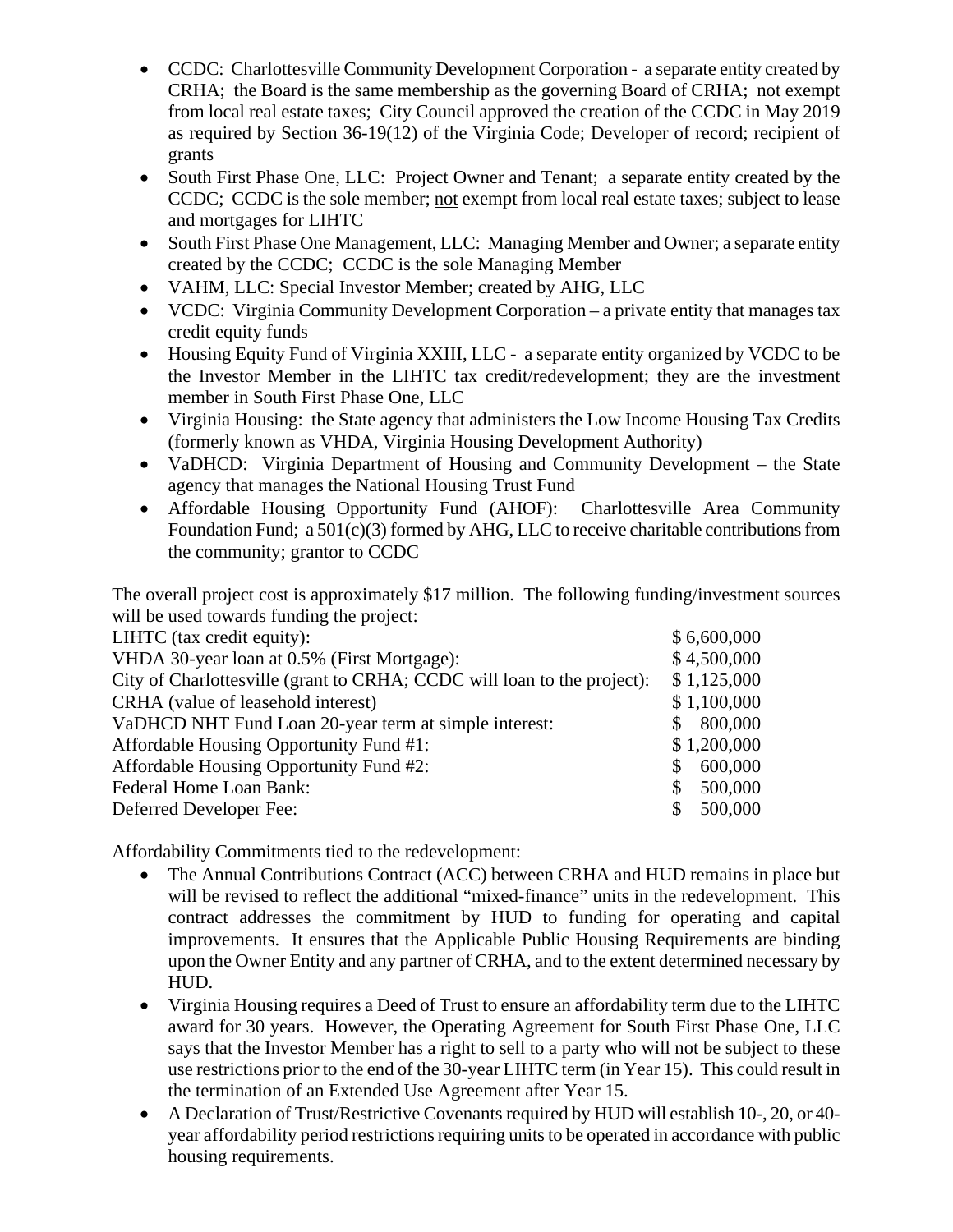- CCDC: Charlottesville Community Development Corporation - a separate entity created by CRHA; the Board is the same membership as the governing Board of CRHA; not exempt from local real estate taxes; City Council approved the creation of the CCDC in May 2019 as required by Section 36-19(12) of the Virginia Code; Developer of record; recipient of grants
- South First Phase One, LLC: Project Owner and Tenant; a separate entity created by the CCDC; CCDC is the sole member; not exempt from local real estate taxes; subject to lease and mortgages for LIHTC
- South First Phase One Management, LLC: Managing Member and Owner; a separate entity created by the CCDC; CCDC is the sole Managing Member
- VAHM, LLC: Special Investor Member; created by AHG, LLC
- VCDC: Virginia Community Development Corporation – a private entity that manages tax credit equity funds
- Housing Equity Fund of Virginia XXIII, LLC - a separate entity organized by VCDC to be the Investor Member in the LIHTC tax credit/redevelopment; they are the investment member in South First Phase One, LLC
- Virginia Housing: the State agency that administers the Low Income Housing Tax Credits (formerly known as VHDA, Virginia Housing Development Authority)
- VaDHCD: Virginia Department of Housing and Community Development – the State agency that manages the National Housing Trust Fund
- Affordable Housing Opportunity Fund (AHOF): Charlottesville Area Community Foundation Fund; a 501(c)(3) formed by AHG, LLC to receive charitable contributions from the community; grantor to CCDC

The overall project cost is approximately $17 million. The following funding/investment sources will be used towards funding the project:

| | |
|---|---|
| LIHTC (tax credit equity): | $ 6,600,000 |
| VHDA 30-year loan at 0.5% (First Mortgage): | $ 4,500,000 |
| City of Charlottesville (grant to CRHA; CCDC will loan to the project): | $ 1,125,000 |
| CRHA (value of leasehold interest) | $ 1,100,000 |
| VaDHCD NHT Fund Loan 20-year term at simple interest: | $ 800,000 |
| Affordable Housing Opportunity Fund #1: | $ 1,200,000 |
| Affordable Housing Opportunity Fund #2: | $ 600,000 |
| Federal Home Loan Bank: | $ 500,000 |
| Deferred Developer Fee: | $ 500,000 |

Affordability Commitments tied to the redevelopment:

- The Annual Contributions Contract (ACC) between CRHA and HUD remains in place but will be revised to reflect the additional "mixed-finance" units in the redevelopment. This contract addresses the commitment by HUD to funding for operating and capital improvements. It ensures that the Applicable Public Housing Requirements are binding upon the Owner Entity and any partner of CRHA, and to the extent determined necessary by HUD.
- Virginia Housing requires a Deed of Trust to ensure an affordability term due to the LIHTC award for 30 years. However, the Operating Agreement for South First Phase One, LLC says that the Investor Member has a right to sell to a party who will not be subject to these use restrictions prior to the end of the 30-year LIHTC term (in Year 15). This could result in the termination of an Extended Use Agreement after Year 15.
- A Declaration of Trust/Restrictive Covenants required by HUD will establish 10-, 20, or 40-year affordability period restrictions requiring units to be operated in accordance with public housing requirements.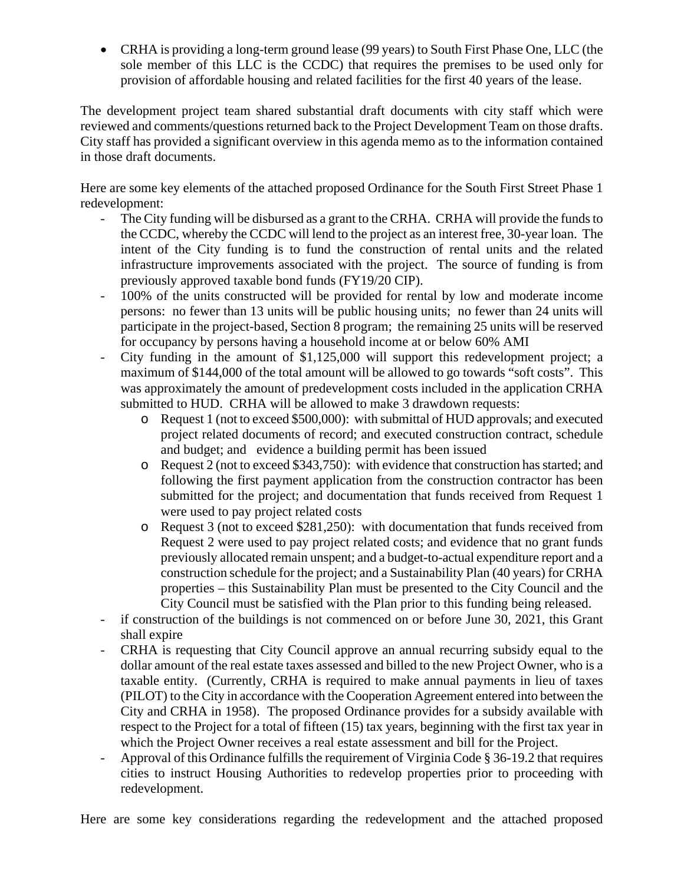- CRHA is providing a long-term ground lease (99 years) to South First Phase One, LLC (the sole member of this LLC is the CCDC) that requires the premises to be used only for provision of affordable housing and related facilities for the first 40 years of the lease.

The development project team shared substantial draft documents with city staff which were reviewed and comments/questions returned back to the Project Development Team on those drafts. City staff has provided a significant overview in this agenda memo as to the information contained in those draft documents.

Here are some key elements of the attached proposed Ordinance for the South First Street Phase 1 redevelopment:

- The City funding will be disbursed as a grant to the CRHA. CRHA will provide the funds to the CCDC, whereby the CCDC will lend to the project as an interest free, 30-year loan. The intent of the City funding is to fund the construction of rental units and the related infrastructure improvements associated with the project. The source of funding is from previously approved taxable bond funds (FY19/20 CIP).
- 100% of the units constructed will be provided for rental by low and moderate income persons: no fewer than 13 units will be public housing units; no fewer than 24 units will participate in the project-based, Section 8 program; the remaining 25 units will be reserved for occupancy by persons having a household income at or below 60% AMI
- City funding in the amount of $1,125,000 will support this redevelopment project; a maximum of $144,000 of the total amount will be allowed to go towards "soft costs". This was approximately the amount of predevelopment costs included in the application CRHA submitted to HUD. CRHA will be allowed to make 3 drawdown requests:
    - Request 1 (not to exceed $500,000): with submittal of HUD approvals; and executed project related documents of record; and executed construction contract, schedule and budget; and evidence a building permit has been issued
    - Request 2 (not to exceed $343,750): with evidence that construction has started; and following the first payment application from the construction contractor has been submitted for the project; and documentation that funds received from Request 1 were used to pay project related costs
    - Request 3 (not to exceed $281,250): with documentation that funds received from Request 2 were used to pay project related costs; and evidence that no grant funds previously allocated remain unspent; and a budget-to-actual expenditure report and a construction schedule for the project; and a Sustainability Plan (40 years) for CRHA properties – this Sustainability Plan must be presented to the City Council and the City Council must be satisfied with the Plan prior to this funding being released.
- if construction of the buildings is not commenced on or before June 30, 2021, this Grant shall expire
- CRHA is requesting that City Council approve an annual recurring subsidy equal to the dollar amount of the real estate taxes assessed and billed to the new Project Owner, who is a taxable entity. (Currently, CRHA is required to make annual payments in lieu of taxes (PILOT) to the City in accordance with the Cooperation Agreement entered into between the City and CRHA in 1958). The proposed Ordinance provides for a subsidy available with respect to the Project for a total of fifteen (15) tax years, beginning with the first tax year in which the Project Owner receives a real estate assessment and bill for the Project.
- Approval of this Ordinance fulfills the requirement of Virginia Code § 36-19.2 that requires cities to instruct Housing Authorities to redevelop properties prior to proceeding with redevelopment.

Here are some key considerations regarding the redevelopment and the attached proposed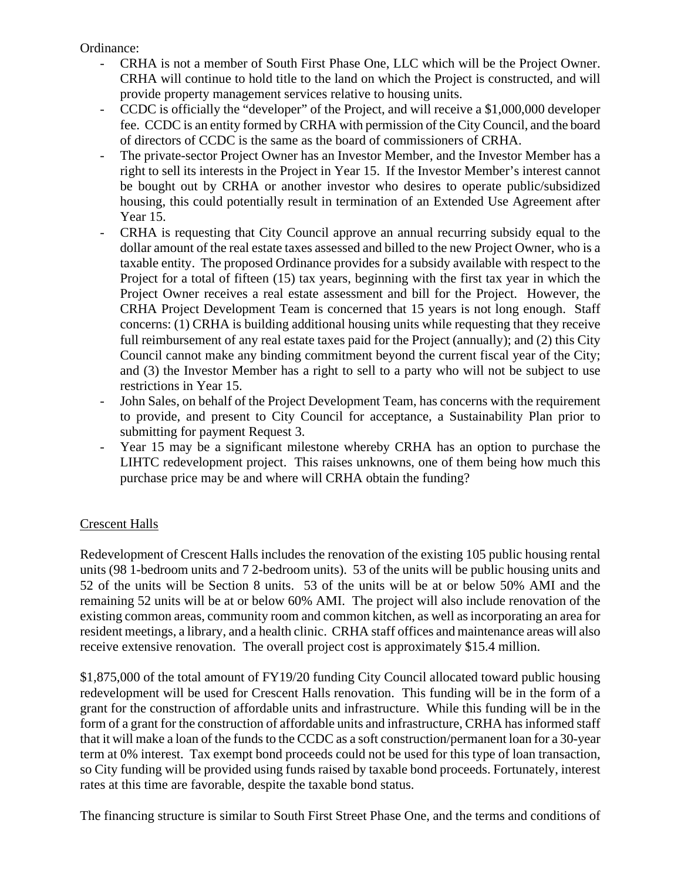Ordinance:

- CRHA is not a member of South First Phase One, LLC which will be the Project Owner. CRHA will continue to hold title to the land on which the Project is constructed, and will provide property management services relative to housing units.
- CCDC is officially the "developer" of the Project, and will receive a $1,000,000 developer fee. CCDC is an entity formed by CRHA with permission of the City Council, and the board of directors of CCDC is the same as the board of commissioners of CRHA.
- The private-sector Project Owner has an Investor Member, and the Investor Member has a right to sell its interests in the Project in Year 15. If the Investor Member's interest cannot be bought out by CRHA or another investor who desires to operate public/subsidized housing, this could potentially result in termination of an Extended Use Agreement after Year 15.
- CRHA is requesting that City Council approve an annual recurring subsidy equal to the dollar amount of the real estate taxes assessed and billed to the new Project Owner, who is a taxable entity. The proposed Ordinance provides for a subsidy available with respect to the Project for a total of fifteen (15) tax years, beginning with the first tax year in which the Project Owner receives a real estate assessment and bill for the Project. However, the CRHA Project Development Team is concerned that 15 years is not long enough. Staff concerns: (1) CRHA is building additional housing units while requesting that they receive full reimbursement of any real estate taxes paid for the Project (annually); and (2) this City Council cannot make any binding commitment beyond the current fiscal year of the City; and (3) the Investor Member has a right to sell to a party who will not be subject to use restrictions in Year 15.
- John Sales, on behalf of the Project Development Team, has concerns with the requirement to provide, and present to City Council for acceptance, a Sustainability Plan prior to submitting for payment Request 3.
- Year 15 may be a significant milestone whereby CRHA has an option to purchase the LIHTC redevelopment project. This raises unknowns, one of them being how much this purchase price may be and where will CRHA obtain the funding?

Crescent Halls

Redevelopment of Crescent Halls includes the renovation of the existing 105 public housing rental units (98 1-bedroom units and 7 2-bedroom units). 53 of the units will be public housing units and 52 of the units will be Section 8 units. 53 of the units will be at or below 50% AMI and the remaining 52 units will be at or below 60% AMI. The project will also include renovation of the existing common areas, community room and common kitchen, as well as incorporating an area for resident meetings, a library, and a health clinic. CRHA staff offices and maintenance areas will also receive extensive renovation. The overall project cost is approximately $15.4 million.

$1,875,000 of the total amount of FY19/20 funding City Council allocated toward public housing redevelopment will be used for Crescent Halls renovation. This funding will be in the form of a grant for the construction of affordable units and infrastructure. While this funding will be in the form of a grant for the construction of affordable units and infrastructure, CRHA has informed staff that it will make a loan of the funds to the CCDC as a soft construction/permanent loan for a 30-year term at 0% interest. Tax exempt bond proceeds could not be used for this type of loan transaction, so City funding will be provided using funds raised by taxable bond proceeds. Fortunately, interest rates at this time are favorable, despite the taxable bond status.

The financing structure is similar to South First Street Phase One, and the terms and conditions of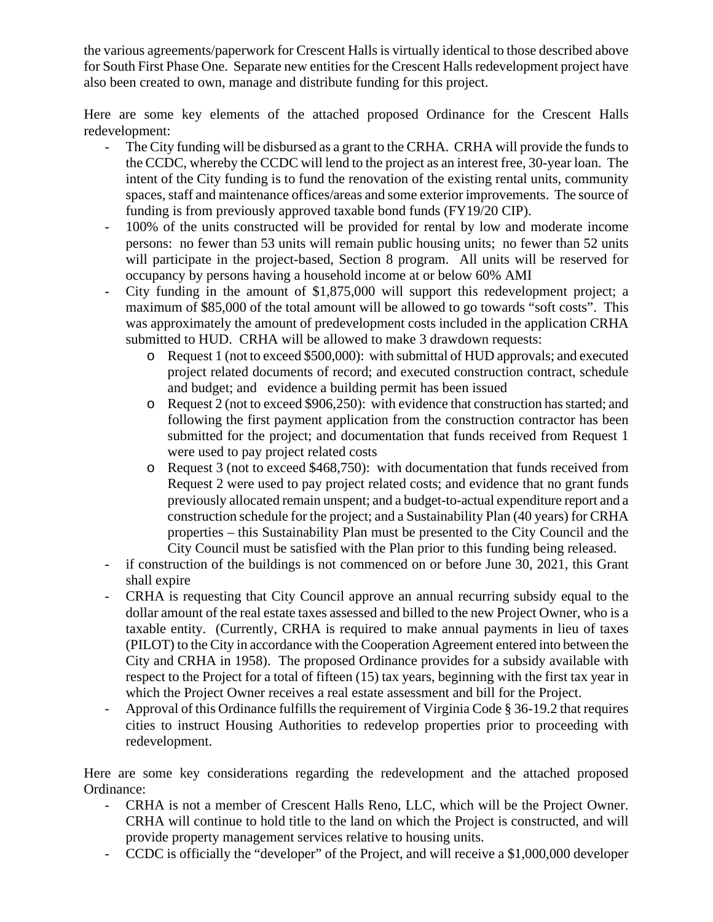the various agreements/paperwork for Crescent Halls is virtually identical to those described above for South First Phase One. Separate new entities for the Crescent Halls redevelopment project have also been created to own, manage and distribute funding for this project.

Here are some key elements of the attached proposed Ordinance for the Crescent Halls redevelopment:

- The City funding will be disbursed as a grant to the CRHA. CRHA will provide the funds to the CCDC, whereby the CCDC will lend to the project as an interest free, 30-year loan. The intent of the City funding is to fund the renovation of the existing rental units, community spaces, staff and maintenance offices/areas and some exterior improvements. The source of funding is from previously approved taxable bond funds (FY19/20 CIP).
- 100% of the units constructed will be provided for rental by low and moderate income persons: no fewer than 53 units will remain public housing units; no fewer than 52 units will participate in the project-based, Section 8 program. All units will be reserved for occupancy by persons having a household income at or below 60% AMI
- City funding in the amount of $1,875,000 will support this redevelopment project; a maximum of $85,000 of the total amount will be allowed to go towards "soft costs". This was approximately the amount of predevelopment costs included in the application CRHA submitted to HUD. CRHA will be allowed to make 3 drawdown requests:
  - Request 1 (not to exceed $500,000): with submittal of HUD approvals; and executed project related documents of record; and executed construction contract, schedule and budget; and evidence a building permit has been issued
  - Request 2 (not to exceed $906,250): with evidence that construction has started; and following the first payment application from the construction contractor has been submitted for the project; and documentation that funds received from Request 1 were used to pay project related costs
  - Request 3 (not to exceed $468,750): with documentation that funds received from Request 2 were used to pay project related costs; and evidence that no grant funds previously allocated remain unspent; and a budget-to-actual expenditure report and a construction schedule for the project; and a Sustainability Plan (40 years) for CRHA properties – this Sustainability Plan must be presented to the City Council and the City Council must be satisfied with the Plan prior to this funding being released.
- if construction of the buildings is not commenced on or before June 30, 2021, this Grant shall expire
- CRHA is requesting that City Council approve an annual recurring subsidy equal to the dollar amount of the real estate taxes assessed and billed to the new Project Owner, who is a taxable entity. (Currently, CRHA is required to make annual payments in lieu of taxes (PILOT) to the City in accordance with the Cooperation Agreement entered into between the City and CRHA in 1958). The proposed Ordinance provides for a subsidy available with respect to the Project for a total of fifteen (15) tax years, beginning with the first tax year in which the Project Owner receives a real estate assessment and bill for the Project.
- Approval of this Ordinance fulfills the requirement of Virginia Code § 36-19.2 that requires cities to instruct Housing Authorities to redevelop properties prior to proceeding with redevelopment.

Here are some key considerations regarding the redevelopment and the attached proposed Ordinance:

- CRHA is not a member of Crescent Halls Reno, LLC, which will be the Project Owner. CRHA will continue to hold title to the land on which the Project is constructed, and will provide property management services relative to housing units.
- CCDC is officially the "developer" of the Project, and will receive a $1,000,000 developer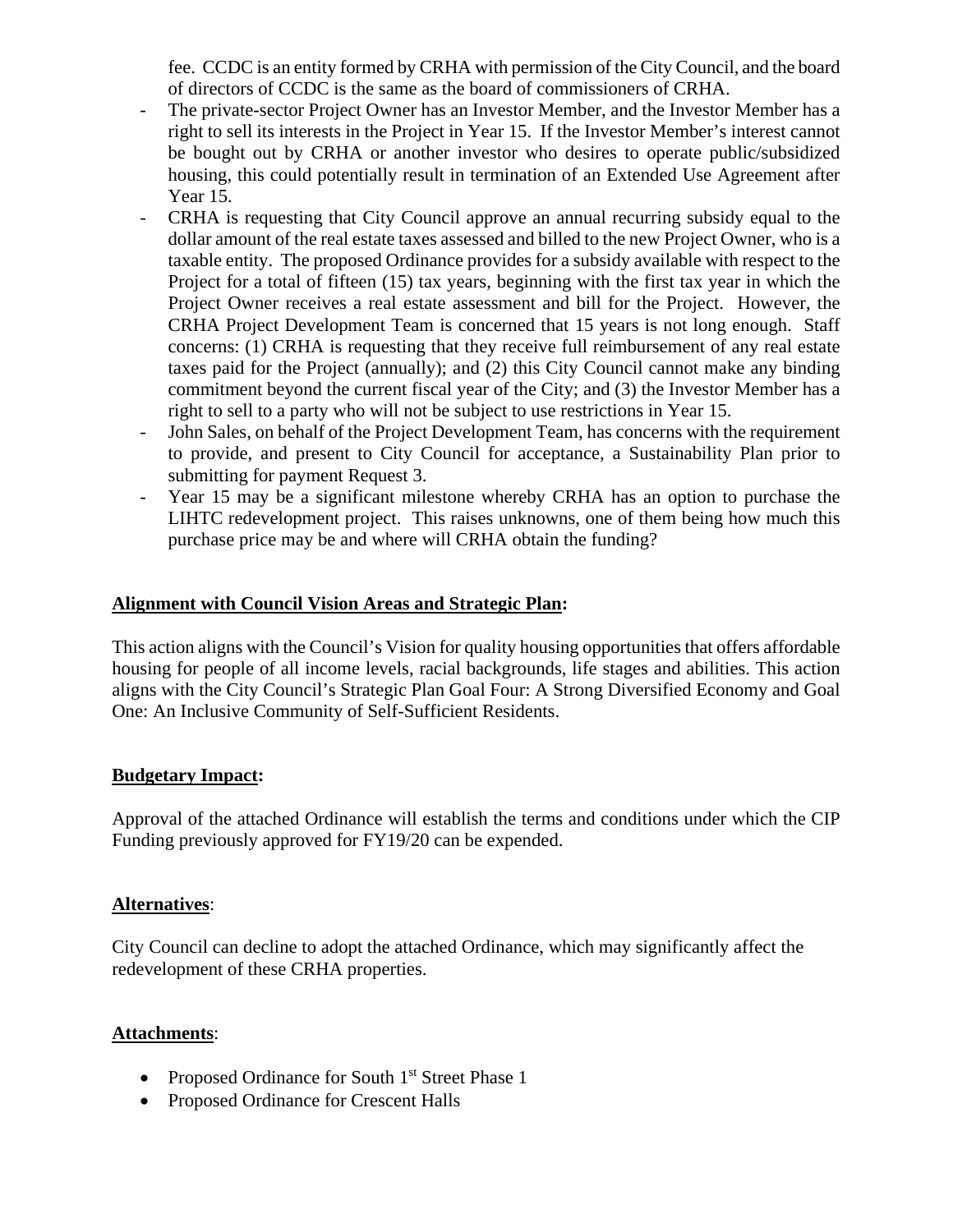fee. CCDC is an entity formed by CRHA with permission of the City Council, and the board of directors of CCDC is the same as the board of commissioners of CRHA.

- The private-sector Project Owner has an Investor Member, and the Investor Member has a right to sell its interests in the Project in Year 15. If the Investor Member's interest cannot be bought out by CRHA or another investor who desires to operate public/subsidized housing, this could potentially result in termination of an Extended Use Agreement after Year 15.
- CRHA is requesting that City Council approve an annual recurring subsidy equal to the dollar amount of the real estate taxes assessed and billed to the new Project Owner, who is a taxable entity. The proposed Ordinance provides for a subsidy available with respect to the Project for a total of fifteen (15) tax years, beginning with the first tax year in which the Project Owner receives a real estate assessment and bill for the Project. However, the CRHA Project Development Team is concerned that 15 years is not long enough. Staff concerns: (1) CRHA is requesting that they receive full reimbursement of any real estate taxes paid for the Project (annually); and (2) this City Council cannot make any binding commitment beyond the current fiscal year of the City; and (3) the Investor Member has a right to sell to a party who will not be subject to use restrictions in Year 15.
- John Sales, on behalf of the Project Development Team, has concerns with the requirement to provide, and present to City Council for acceptance, a Sustainability Plan prior to submitting for payment Request 3.
- Year 15 may be a significant milestone whereby CRHA has an option to purchase the LIHTC redevelopment project. This raises unknowns, one of them being how much this purchase price may be and where will CRHA obtain the funding?

**Alignment with Council Vision Areas and Strategic Plan:**

This action aligns with the Council's Vision for quality housing opportunities that offers affordable housing for people of all income levels, racial backgrounds, life stages and abilities. This action aligns with the City Council's Strategic Plan Goal Four: A Strong Diversified Economy and Goal One: An Inclusive Community of Self-Sufficient Residents.

**Budgetary Impact:**

Approval of the attached Ordinance will establish the terms and conditions under which the CIP Funding previously approved for FY19/20 can be expended.

**Alternatives**:

City Council can decline to adopt the attached Ordinance, which may significantly affect the redevelopment of these CRHA properties.

**Attachments**:

- Proposed Ordinance for South 1st Street Phase 1
- Proposed Ordinance for Crescent Halls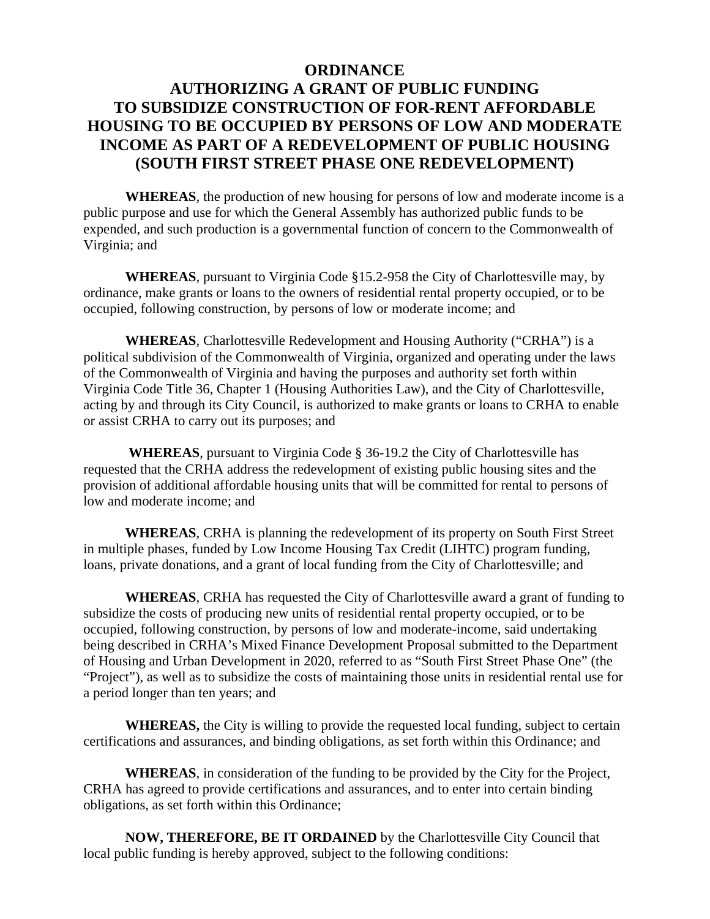# ORDINANCE

## AUTHORIZING A GRANT OF PUBLIC FUNDING TO SUBSIDIZE CONSTRUCTION OF FOR-RENT AFFORDABLE HOUSING TO BE OCCUPIED BY PERSONS OF LOW AND MODERATE INCOME AS PART OF A REDEVELOPMENT OF PUBLIC HOUSING (SOUTH FIRST STREET PHASE ONE REDEVELOPMENT)

**WHEREAS**, the production of new housing for persons of low and moderate income is a public purpose and use for which the General Assembly has authorized public funds to be expended, and such production is a governmental function of concern to the Commonwealth of Virginia; and

**WHEREAS**, pursuant to Virginia Code §15.2-958 the City of Charlottesville may, by ordinance, make grants or loans to the owners of residential rental property occupied, or to be occupied, following construction, by persons of low or moderate income; and

**WHEREAS**, Charlottesville Redevelopment and Housing Authority ("CRHA") is a political subdivision of the Commonwealth of Virginia, organized and operating under the laws of the Commonwealth of Virginia and having the purposes and authority set forth within Virginia Code Title 36, Chapter 1 (Housing Authorities Law), and the City of Charlottesville, acting by and through its City Council, is authorized to make grants or loans to CRHA to enable or assist CRHA to carry out its purposes; and

**WHEREAS**, pursuant to Virginia Code § 36-19.2 the City of Charlottesville has requested that the CRHA address the redevelopment of existing public housing sites and the provision of additional affordable housing units that will be committed for rental to persons of low and moderate income; and

**WHEREAS**, CRHA is planning the redevelopment of its property on South First Street in multiple phases, funded by Low Income Housing Tax Credit (LIHTC) program funding, loans, private donations, and a grant of local funding from the City of Charlottesville; and

**WHEREAS**, CRHA has requested the City of Charlottesville award a grant of funding to subsidize the costs of producing new units of residential rental property occupied, or to be occupied, following construction, by persons of low and moderate-income, said undertaking being described in CRHA's Mixed Finance Development Proposal submitted to the Department of Housing and Urban Development in 2020, referred to as "South First Street Phase One" (the "Project"), as well as to subsidize the costs of maintaining those units in residential rental use for a period longer than ten years; and

**WHEREAS,** the City is willing to provide the requested local funding, subject to certain certifications and assurances, and binding obligations, as set forth within this Ordinance; and

**WHEREAS**, in consideration of the funding to be provided by the City for the Project, CRHA has agreed to provide certifications and assurances, and to enter into certain binding obligations, as set forth within this Ordinance;

**NOW, THEREFORE, BE IT ORDAINED** by the Charlottesville City Council that local public funding is hereby approved, subject to the following conditions: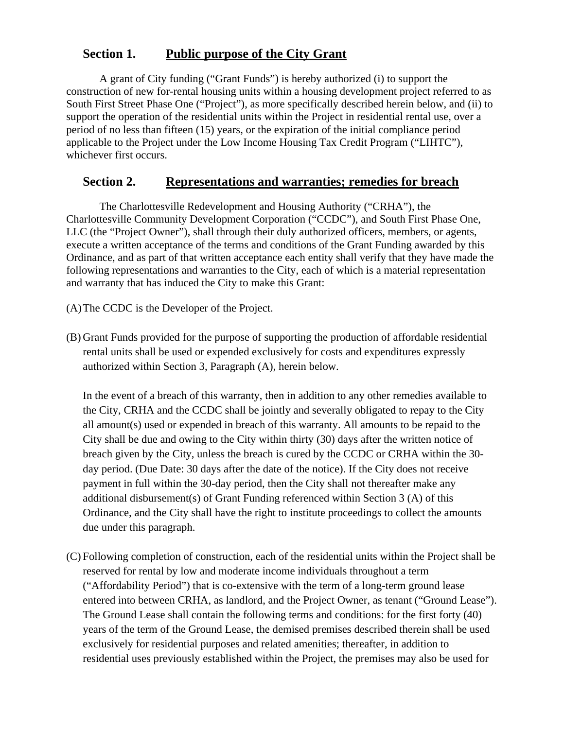## Section 1. Public purpose of the City Grant

A grant of City funding ("Grant Funds") is hereby authorized (i) to support the construction of new for-rental housing units within a housing development project referred to as South First Street Phase One ("Project"), as more specifically described herein below, and (ii) to support the operation of the residential units within the Project in residential rental use, over a period of no less than fifteen (15) years, or the expiration of the initial compliance period applicable to the Project under the Low Income Housing Tax Credit Program ("LIHTC"), whichever first occurs.

## Section 2. Representations and warranties; remedies for breach

The Charlottesville Redevelopment and Housing Authority ("CRHA"), the Charlottesville Community Development Corporation ("CCDC"), and South First Phase One, LLC (the "Project Owner"), shall through their duly authorized officers, members, or agents, execute a written acceptance of the terms and conditions of the Grant Funding awarded by this Ordinance, and as part of that written acceptance each entity shall verify that they have made the following representations and warranties to the City, each of which is a material representation and warranty that has induced the City to make this Grant:

(A) The CCDC is the Developer of the Project.

(B) Grant Funds provided for the purpose of supporting the production of affordable residential rental units shall be used or expended exclusively for costs and expenditures expressly authorized within Section 3, Paragraph (A), herein below.

In the event of a breach of this warranty, then in addition to any other remedies available to the City, CRHA and the CCDC shall be jointly and severally obligated to repay to the City all amount(s) used or expended in breach of this warranty. All amounts to be repaid to the City shall be due and owing to the City within thirty (30) days after the written notice of breach given by the City, unless the breach is cured by the CCDC or CRHA within the 30-day period. (Due Date: 30 days after the date of the notice). If the City does not receive payment in full within the 30-day period, then the City shall not thereafter make any additional disbursement(s) of Grant Funding referenced within Section 3 (A) of this Ordinance, and the City shall have the right to institute proceedings to collect the amounts due under this paragraph.

(C) Following completion of construction, each of the residential units within the Project shall be reserved for rental by low and moderate income individuals throughout a term ("Affordability Period") that is co-extensive with the term of a long-term ground lease entered into between CRHA, as landlord, and the Project Owner, as tenant ("Ground Lease"). The Ground Lease shall contain the following terms and conditions: for the first forty (40) years of the term of the Ground Lease, the demised premises described therein shall be used exclusively for residential purposes and related amenities; thereafter, in addition to residential uses previously established within the Project, the premises may also be used for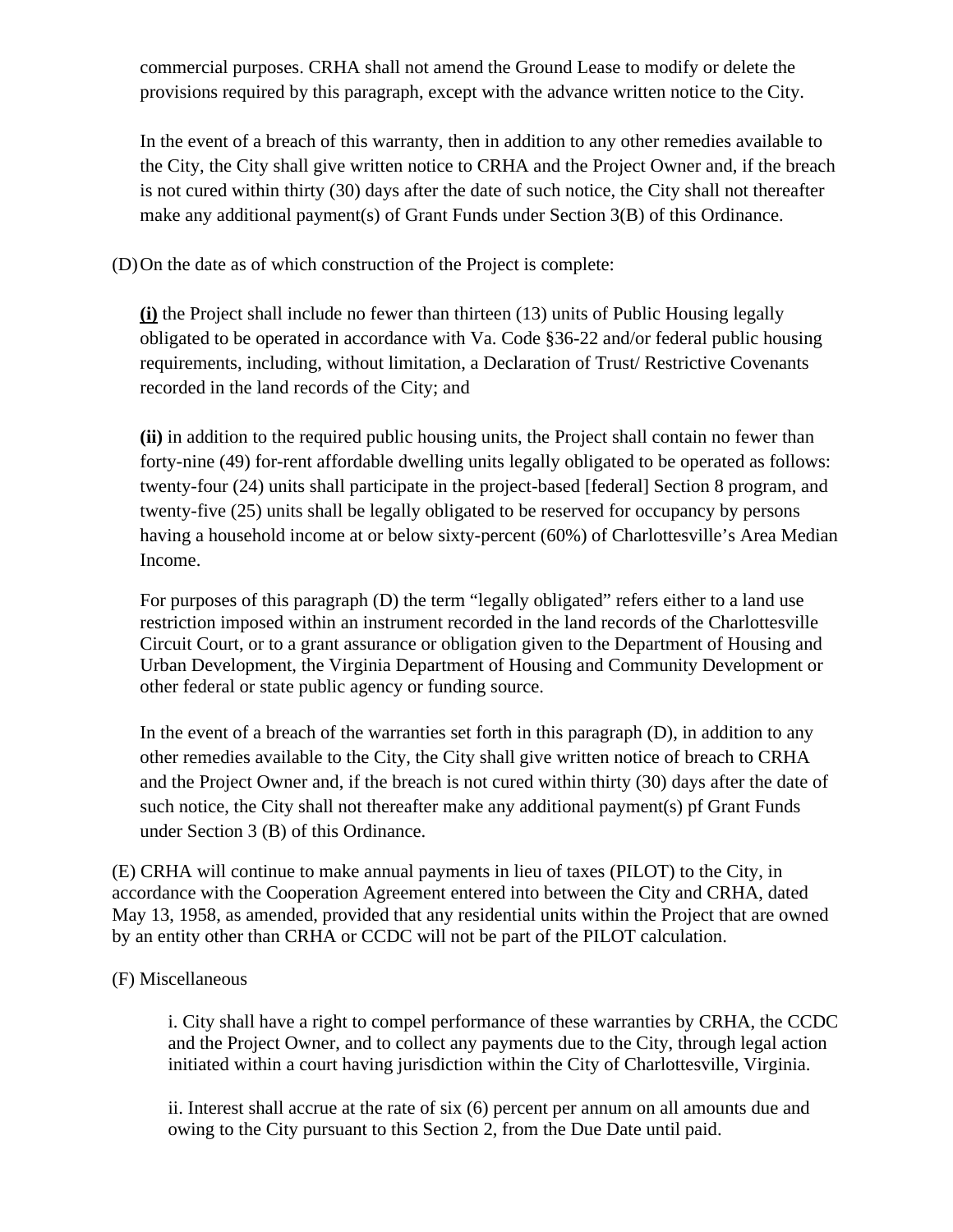commercial purposes. CRHA shall not amend the Ground Lease to modify or delete the provisions required by this paragraph, except with the advance written notice to the City.

In the event of a breach of this warranty, then in addition to any other remedies available to the City, the City shall give written notice to CRHA and the Project Owner and, if the breach is not cured within thirty (30) days after the date of such notice, the City shall not thereafter make any additional payment(s) of Grant Funds under Section 3(B) of this Ordinance.

(D) On the date as of which construction of the Project is complete:

**(i)** the Project shall include no fewer than thirteen (13) units of Public Housing legally obligated to be operated in accordance with Va. Code §36-22 and/or federal public housing requirements, including, without limitation, a Declaration of Trust/ Restrictive Covenants recorded in the land records of the City; and

**(ii)** in addition to the required public housing units, the Project shall contain no fewer than forty-nine (49) for-rent affordable dwelling units legally obligated to be operated as follows: twenty-four (24) units shall participate in the project-based [federal] Section 8 program, and twenty-five (25) units shall be legally obligated to be reserved for occupancy by persons having a household income at or below sixty-percent (60%) of Charlottesville's Area Median Income.

For purposes of this paragraph (D) the term "legally obligated" refers either to a land use restriction imposed within an instrument recorded in the land records of the Charlottesville Circuit Court, or to a grant assurance or obligation given to the Department of Housing and Urban Development, the Virginia Department of Housing and Community Development or other federal or state public agency or funding source.

In the event of a breach of the warranties set forth in this paragraph (D), in addition to any other remedies available to the City, the City shall give written notice of breach to CRHA and the Project Owner and, if the breach is not cured within thirty (30) days after the date of such notice, the City shall not thereafter make any additional payment(s) pf Grant Funds under Section 3 (B) of this Ordinance.

(E) CRHA will continue to make annual payments in lieu of taxes (PILOT) to the City, in accordance with the Cooperation Agreement entered into between the City and CRHA, dated May 13, 1958, as amended, provided that any residential units within the Project that are owned by an entity other than CRHA or CCDC will not be part of the PILOT calculation.

(F) Miscellaneous

i. City shall have a right to compel performance of these warranties by CRHA, the CCDC and the Project Owner, and to collect any payments due to the City, through legal action initiated within a court having jurisdiction within the City of Charlottesville, Virginia.

ii. Interest shall accrue at the rate of six (6) percent per annum on all amounts due and owing to the City pursuant to this Section 2, from the Due Date until paid.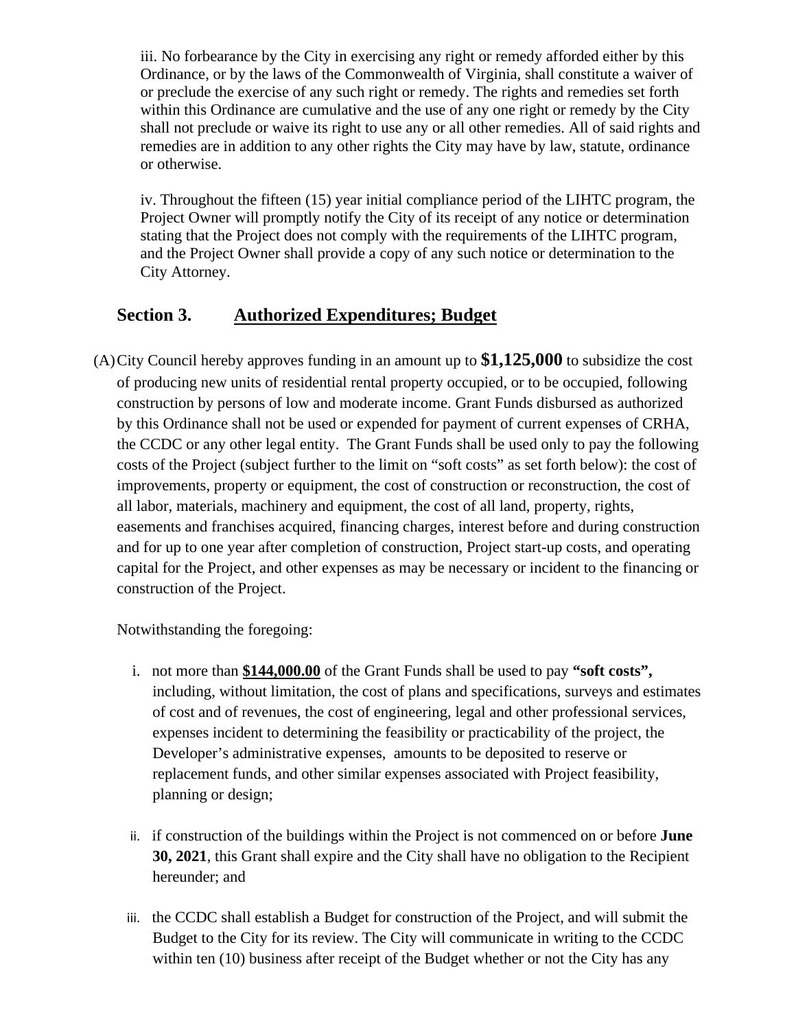iii. No forbearance by the City in exercising any right or remedy afforded either by this Ordinance, or by the laws of the Commonwealth of Virginia, shall constitute a waiver of or preclude the exercise of any such right or remedy. The rights and remedies set forth within this Ordinance are cumulative and the use of any one right or remedy by the City shall not preclude or waive its right to use any or all other remedies. All of said rights and remedies are in addition to any other rights the City may have by law, statute, ordinance or otherwise.

iv. Throughout the fifteen (15) year initial compliance period of the LIHTC program, the Project Owner will promptly notify the City of its receipt of any notice or determination stating that the Project does not comply with the requirements of the LIHTC program, and the Project Owner shall provide a copy of any such notice or determination to the City Attorney.

## Section 3. Authorized Expenditures; Budget

(A) City Council hereby approves funding in an amount up to **$1,125,000** to subsidize the cost of producing new units of residential rental property occupied, or to be occupied, following construction by persons of low and moderate income. Grant Funds disbursed as authorized by this Ordinance shall not be used or expended for payment of current expenses of CRHA, the CCDC or any other legal entity. The Grant Funds shall be used only to pay the following costs of the Project (subject further to the limit on "soft costs" as set forth below): the cost of improvements, property or equipment, the cost of construction or reconstruction, the cost of all labor, materials, machinery and equipment, the cost of all land, property, rights, easements and franchises acquired, financing charges, interest before and during construction and for up to one year after completion of construction, Project start-up costs, and operating capital for the Project, and other expenses as may be necessary or incident to the financing or construction of the Project.

Notwithstanding the foregoing:

i. not more than **$144,000.00** of the Grant Funds shall be used to pay **"soft costs",** including, without limitation, the cost of plans and specifications, surveys and estimates of cost and of revenues, the cost of engineering, legal and other professional services, expenses incident to determining the feasibility or practicability of the project, the Developer's administrative expenses, amounts to be deposited to reserve or replacement funds, and other similar expenses associated with Project feasibility, planning or design;

ii. if construction of the buildings within the Project is not commenced on or before **June 30, 2021**, this Grant shall expire and the City shall have no obligation to the Recipient hereunder; and

iii. the CCDC shall establish a Budget for construction of the Project, and will submit the Budget to the City for its review. The City will communicate in writing to the CCDC within ten (10) business after receipt of the Budget whether or not the City has any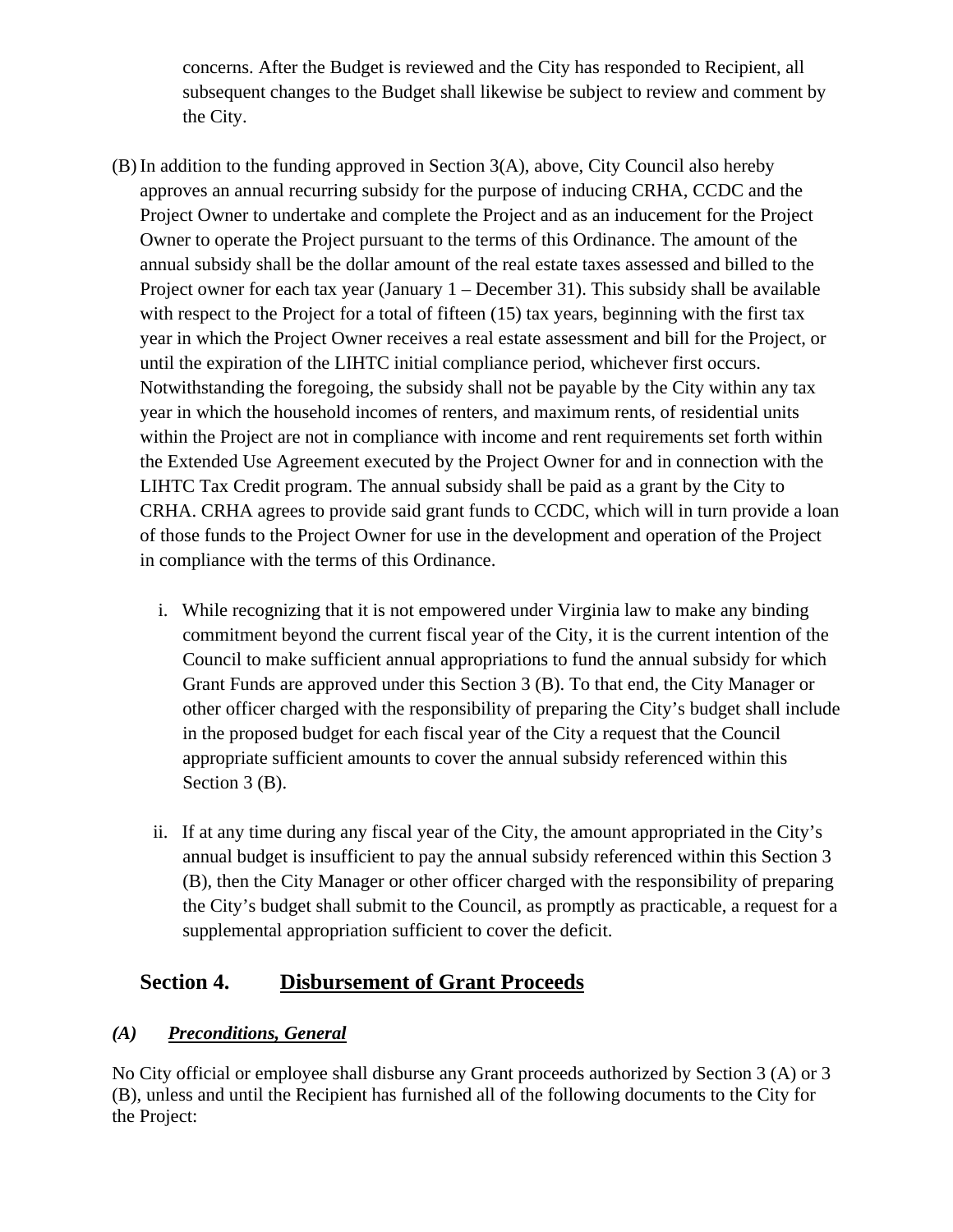concerns. After the Budget is reviewed and the City has responded to Recipient, all subsequent changes to the Budget shall likewise be subject to review and comment by the City.

(B) In addition to the funding approved in Section 3(A), above, City Council also hereby approves an annual recurring subsidy for the purpose of inducing CRHA, CCDC and the Project Owner to undertake and complete the Project and as an inducement for the Project Owner to operate the Project pursuant to the terms of this Ordinance. The amount of the annual subsidy shall be the dollar amount of the real estate taxes assessed and billed to the Project owner for each tax year (January 1 – December 31). This subsidy shall be available with respect to the Project for a total of fifteen (15) tax years, beginning with the first tax year in which the Project Owner receives a real estate assessment and bill for the Project, or until the expiration of the LIHTC initial compliance period, whichever first occurs. Notwithstanding the foregoing, the subsidy shall not be payable by the City within any tax year in which the household incomes of renters, and maximum rents, of residential units within the Project are not in compliance with income and rent requirements set forth within the Extended Use Agreement executed by the Project Owner for and in connection with the LIHTC Tax Credit program. The annual subsidy shall be paid as a grant by the City to CRHA. CRHA agrees to provide said grant funds to CCDC, which will in turn provide a loan of those funds to the Project Owner for use in the development and operation of the Project in compliance with the terms of this Ordinance.

i. While recognizing that it is not empowered under Virginia law to make any binding commitment beyond the current fiscal year of the City, it is the current intention of the Council to make sufficient annual appropriations to fund the annual subsidy for which Grant Funds are approved under this Section 3 (B). To that end, the City Manager or other officer charged with the responsibility of preparing the City's budget shall include in the proposed budget for each fiscal year of the City a request that the Council appropriate sufficient amounts to cover the annual subsidy referenced within this Section 3 (B).

ii. If at any time during any fiscal year of the City, the amount appropriated in the City's annual budget is insufficient to pay the annual subsidy referenced within this Section 3 (B), then the City Manager or other officer charged with the responsibility of preparing the City's budget shall submit to the Council, as promptly as practicable, a request for a supplemental appropriation sufficient to cover the deficit.

## Section 4. Disbursement of Grant Proceeds

### *(A) Preconditions, General*

No City official or employee shall disburse any Grant proceeds authorized by Section 3 (A) or 3 (B), unless and until the Recipient has furnished all of the following documents to the City for the Project: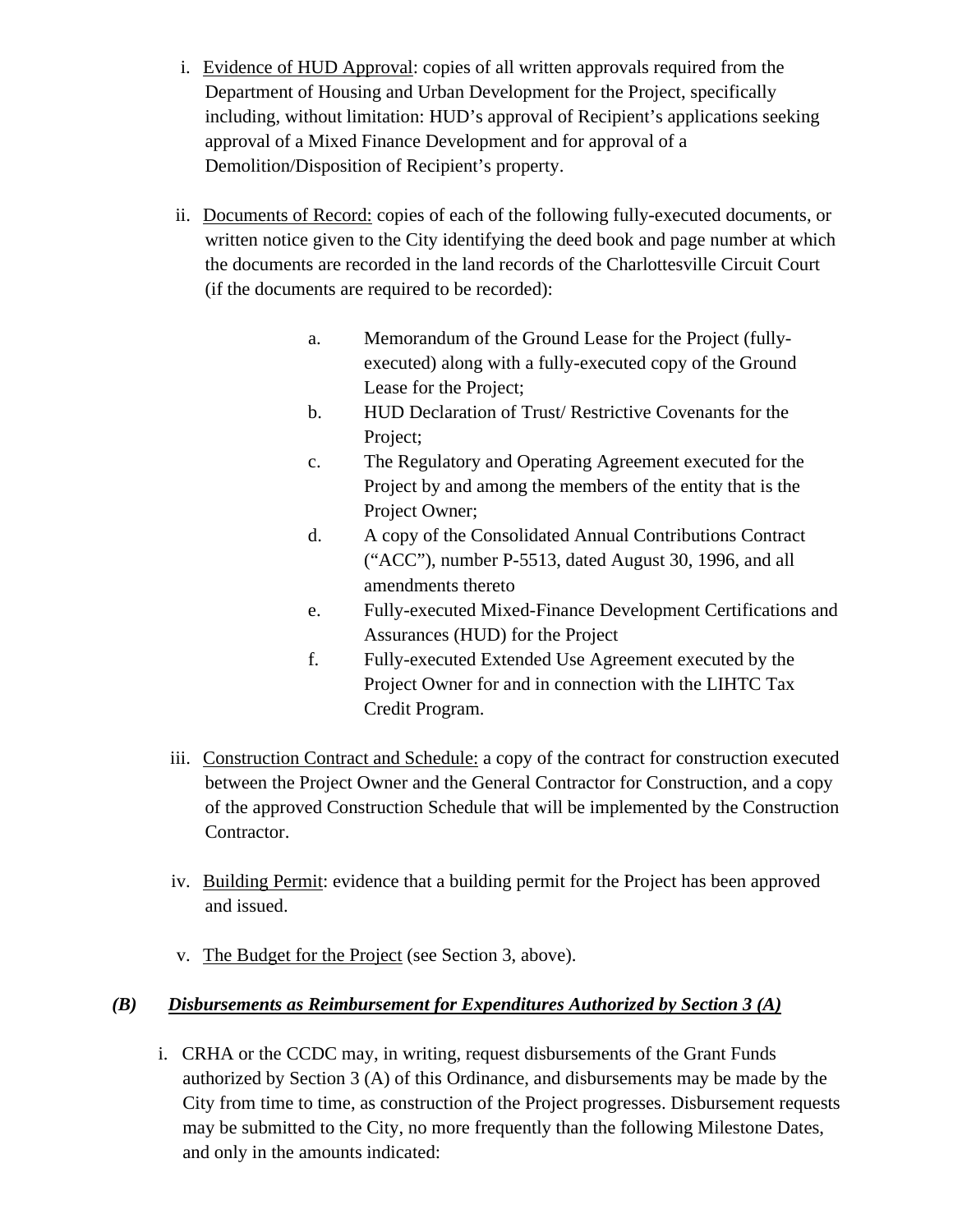i. <u>Evidence of HUD Approval</u>: copies of all written approvals required from the Department of Housing and Urban Development for the Project, specifically including, without limitation: HUD's approval of Recipient's applications seeking approval of a Mixed Finance Development and for approval of a Demolition/Disposition of Recipient's property.

ii. <u>Documents of Record:</u> copies of each of the following fully-executed documents, or written notice given to the City identifying the deed book and page number at which the documents are recorded in the land records of the Charlottesville Circuit Court (if the documents are required to be recorded):

a. Memorandum of the Ground Lease for the Project (fully-executed) along with a fully-executed copy of the Ground Lease for the Project;

b. HUD Declaration of Trust/ Restrictive Covenants for the Project;

c. The Regulatory and Operating Agreement executed for the Project by and among the members of the entity that is the Project Owner;

d. A copy of the Consolidated Annual Contributions Contract ("ACC"), number P-5513, dated August 30, 1996, and all amendments thereto

e. Fully-executed Mixed-Finance Development Certifications and Assurances (HUD) for the Project

f. Fully-executed Extended Use Agreement executed by the Project Owner for and in connection with the LIHTC Tax Credit Program.

iii. <u>Construction Contract and Schedule:</u> a copy of the contract for construction executed between the Project Owner and the General Contractor for Construction, and a copy of the approved Construction Schedule that will be implemented by the Construction Contractor.

iv. <u>Building Permit</u>: evidence that a building permit for the Project has been approved and issued.

v. <u>The Budget for the Project</u> (see Section 3, above).

***(B) <u>Disbursements as Reimbursement for Expenditures Authorized by Section 3 (A)</u>***

i. CRHA or the CCDC may, in writing, request disbursements of the Grant Funds authorized by Section 3 (A) of this Ordinance, and disbursements may be made by the City from time to time, as construction of the Project progresses. Disbursement requests may be submitted to the City, no more frequently than the following Milestone Dates, and only in the amounts indicated: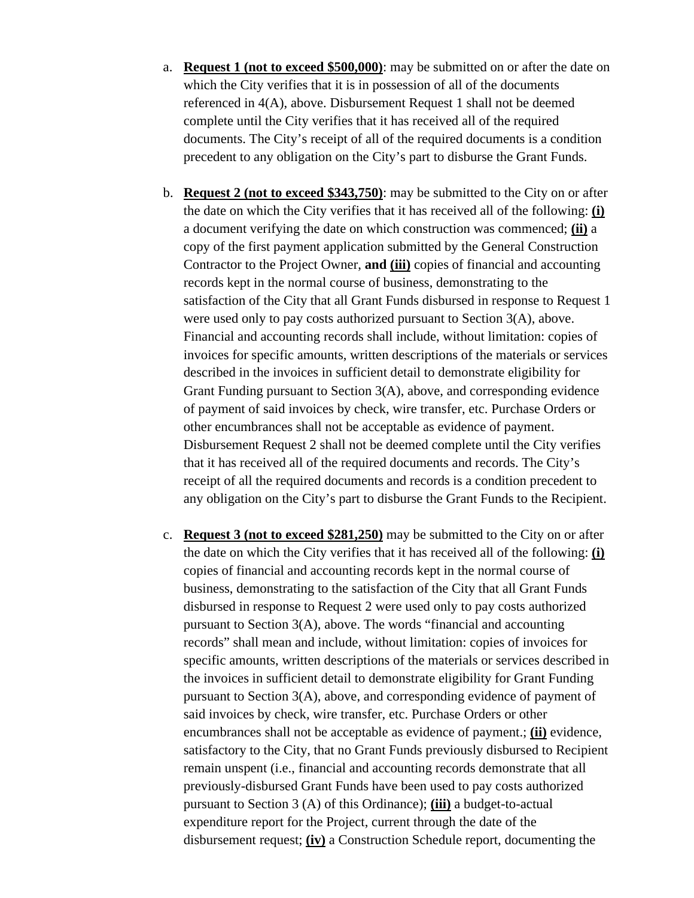a. **<u>Request 1 (not to exceed $500,000)</u>**: may be submitted on or after the date on which the City verifies that it is in possession of all of the documents referenced in 4(A), above. Disbursement Request 1 shall not be deemed complete until the City verifies that it has received all of the required documents. The City's receipt of all of the required documents is a condition precedent to any obligation on the City's part to disburse the Grant Funds.

b. **<u>Request 2 (not to exceed $343,750)</u>**: may be submitted to the City on or after the date on which the City verifies that it has received all of the following: **<u>(i)</u>** a document verifying the date on which construction was commenced; **<u>(ii)</u>** a copy of the first payment application submitted by the General Construction Contractor to the Project Owner, **and <u>(iii)</u>** copies of financial and accounting records kept in the normal course of business, demonstrating to the satisfaction of the City that all Grant Funds disbursed in response to Request 1 were used only to pay costs authorized pursuant to Section 3(A), above. Financial and accounting records shall include, without limitation: copies of invoices for specific amounts, written descriptions of the materials or services described in the invoices in sufficient detail to demonstrate eligibility for Grant Funding pursuant to Section 3(A), above, and corresponding evidence of payment of said invoices by check, wire transfer, etc. Purchase Orders or other encumbrances shall not be acceptable as evidence of payment. Disbursement Request 2 shall not be deemed complete until the City verifies that it has received all of the required documents and records. The City's receipt of all the required documents and records is a condition precedent to any obligation on the City's part to disburse the Grant Funds to the Recipient.

c. **<u>Request 3 (not to exceed $281,250)</u>** may be submitted to the City on or after the date on which the City verifies that it has received all of the following: **<u>(i)</u>** copies of financial and accounting records kept in the normal course of business, demonstrating to the satisfaction of the City that all Grant Funds disbursed in response to Request 2 were used only to pay costs authorized pursuant to Section 3(A), above. The words "financial and accounting records" shall mean and include, without limitation: copies of invoices for specific amounts, written descriptions of the materials or services described in the invoices in sufficient detail to demonstrate eligibility for Grant Funding pursuant to Section 3(A), above, and corresponding evidence of payment of said invoices by check, wire transfer, etc. Purchase Orders or other encumbrances shall not be acceptable as evidence of payment.; **<u>(ii)</u>** evidence, satisfactory to the City, that no Grant Funds previously disbursed to Recipient remain unspent (i.e., financial and accounting records demonstrate that all previously-disbursed Grant Funds have been used to pay costs authorized pursuant to Section 3 (A) of this Ordinance); **<u>(iii)</u>** a budget-to-actual expenditure report for the Project, current through the date of the disbursement request; **<u>(iv)</u>** a Construction Schedule report, documenting the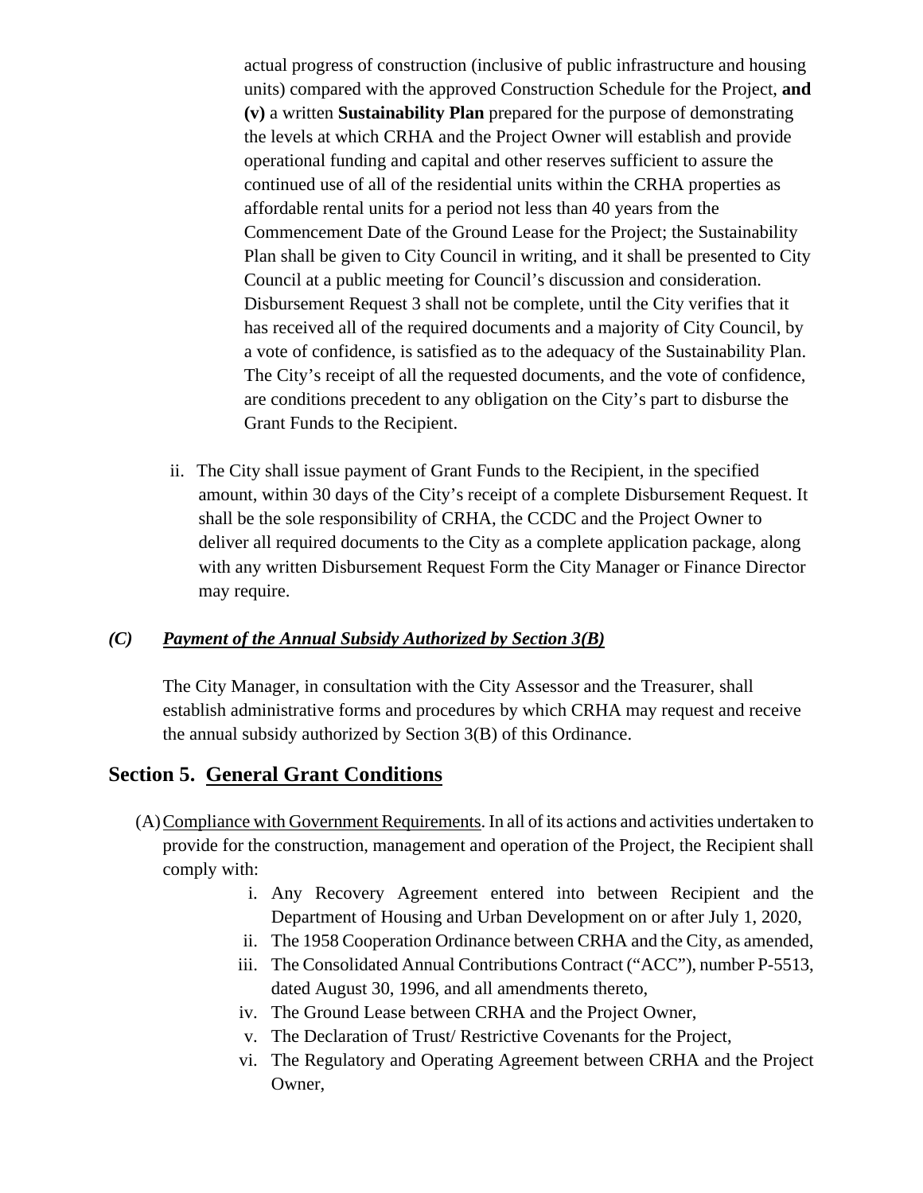actual progress of construction (inclusive of public infrastructure and housing units) compared with the approved Construction Schedule for the Project, **and (v)** a written **Sustainability Plan** prepared for the purpose of demonstrating the levels at which CRHA and the Project Owner will establish and provide operational funding and capital and other reserves sufficient to assure the continued use of all of the residential units within the CRHA properties as affordable rental units for a period not less than 40 years from the Commencement Date of the Ground Lease for the Project; the Sustainability Plan shall be given to City Council in writing, and it shall be presented to City Council at a public meeting for Council's discussion and consideration. Disbursement Request 3 shall not be complete, until the City verifies that it has received all of the required documents and a majority of City Council, by a vote of confidence, is satisfied as to the adequacy of the Sustainability Plan. The City's receipt of all the requested documents, and the vote of confidence, are conditions precedent to any obligation on the City's part to disburse the Grant Funds to the Recipient.

ii. The City shall issue payment of Grant Funds to the Recipient, in the specified amount, within 30 days of the City's receipt of a complete Disbursement Request. It shall be the sole responsibility of CRHA, the CCDC and the Project Owner to deliver all required documents to the City as a complete application package, along with any written Disbursement Request Form the City Manager or Finance Director may require.

***(C) <u>Payment of the Annual Subsidy Authorized by Section 3(B)</u>***

The City Manager, in consultation with the City Assessor and the Treasurer, shall establish administrative forms and procedures by which CRHA may request and receive the annual subsidy authorized by Section 3(B) of this Ordinance.

## Section 5. <u>General Grant Conditions</u>

(A) <u>Compliance with Government Requirements</u>. In all of its actions and activities undertaken to provide for the construction, management and operation of the Project, the Recipient shall comply with:

i. Any Recovery Agreement entered into between Recipient and the Department of Housing and Urban Development on or after July 1, 2020,

ii. The 1958 Cooperation Ordinance between CRHA and the City, as amended,

iii. The Consolidated Annual Contributions Contract ("ACC"), number P-5513, dated August 30, 1996, and all amendments thereto,

iv. The Ground Lease between CRHA and the Project Owner,

v. The Declaration of Trust/ Restrictive Covenants for the Project,

vi. The Regulatory and Operating Agreement between CRHA and the Project Owner,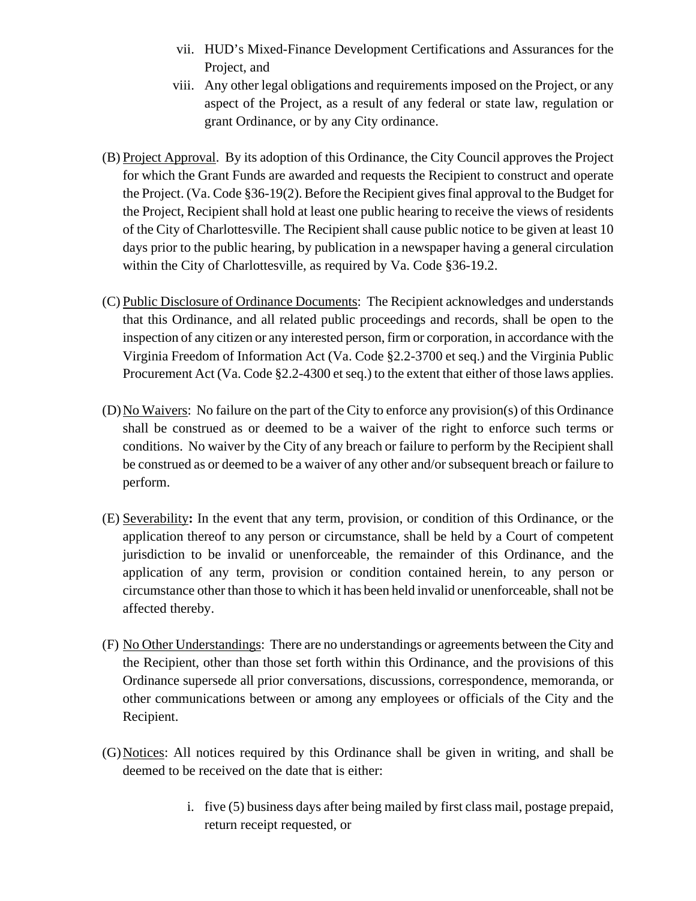vii. HUD's Mixed-Finance Development Certifications and Assurances for the Project, and

viii. Any other legal obligations and requirements imposed on the Project, or any aspect of the Project, as a result of any federal or state law, regulation or grant Ordinance, or by any City ordinance.

(B) Project Approval. By its adoption of this Ordinance, the City Council approves the Project for which the Grant Funds are awarded and requests the Recipient to construct and operate the Project. (Va. Code §36-19(2). Before the Recipient gives final approval to the Budget for the Project, Recipient shall hold at least one public hearing to receive the views of residents of the City of Charlottesville. The Recipient shall cause public notice to be given at least 10 days prior to the public hearing, by publication in a newspaper having a general circulation within the City of Charlottesville, as required by Va. Code §36-19.2.

(C) Public Disclosure of Ordinance Documents: The Recipient acknowledges and understands that this Ordinance, and all related public proceedings and records, shall be open to the inspection of any citizen or any interested person, firm or corporation, in accordance with the Virginia Freedom of Information Act (Va. Code §2.2-3700 et seq.) and the Virginia Public Procurement Act (Va. Code §2.2-4300 et seq.) to the extent that either of those laws applies.

(D) No Waivers: No failure on the part of the City to enforce any provision(s) of this Ordinance shall be construed as or deemed to be a waiver of the right to enforce such terms or conditions. No waiver by the City of any breach or failure to perform by the Recipient shall be construed as or deemed to be a waiver of any other and/or subsequent breach or failure to perform.

(E) Severability**:** In the event that any term, provision, or condition of this Ordinance, or the application thereof to any person or circumstance, shall be held by a Court of competent jurisdiction to be invalid or unenforceable, the remainder of this Ordinance, and the application of any term, provision or condition contained herein, to any person or circumstance other than those to which it has been held invalid or unenforceable, shall not be affected thereby.

(F) No Other Understandings: There are no understandings or agreements between the City and the Recipient, other than those set forth within this Ordinance, and the provisions of this Ordinance supersede all prior conversations, discussions, correspondence, memoranda, or other communications between or among any employees or officials of the City and the Recipient.

(G) Notices: All notices required by this Ordinance shall be given in writing, and shall be deemed to be received on the date that is either:

i. five (5) business days after being mailed by first class mail, postage prepaid, return receipt requested, or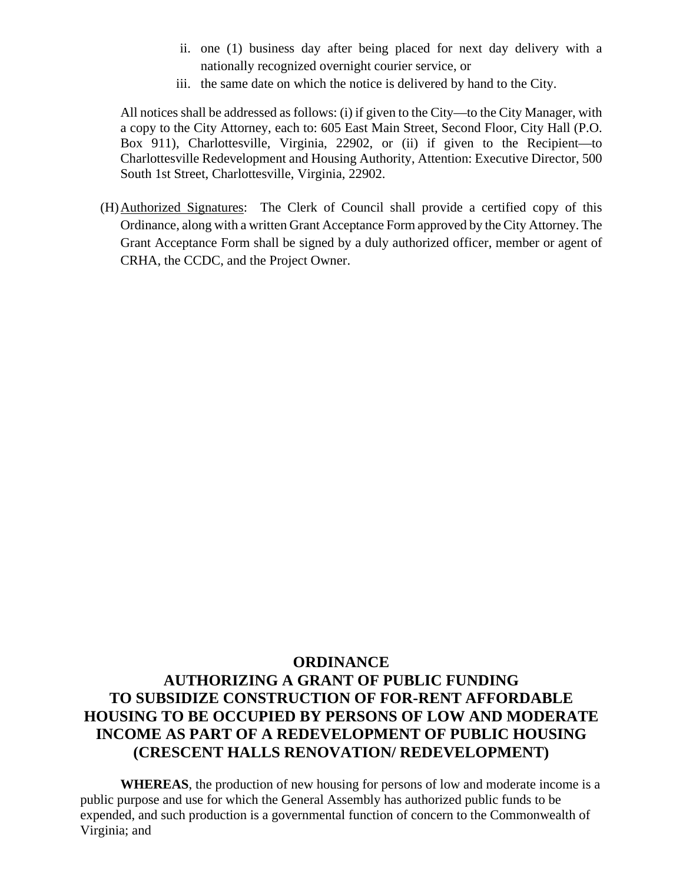ii. one (1) business day after being placed for next day delivery with a nationally recognized overnight courier service, or
iii. the same date on which the notice is delivered by hand to the City.

All notices shall be addressed as follows: (i) if given to the City—to the City Manager, with a copy to the City Attorney, each to: 605 East Main Street, Second Floor, City Hall (P.O. Box 911), Charlottesville, Virginia, 22902, or (ii) if given to the Recipient—to Charlottesville Redevelopment and Housing Authority, Attention: Executive Director, 500 South 1st Street, Charlottesville, Virginia, 22902.

(H) Authorized Signatures: The Clerk of Council shall provide a certified copy of this Ordinance, along with a written Grant Acceptance Form approved by the City Attorney. The Grant Acceptance Form shall be signed by a duly authorized officer, member or agent of CRHA, the CCDC, and the Project Owner.

# ORDINANCE
# AUTHORIZING A GRANT OF PUBLIC FUNDING TO SUBSIDIZE CONSTRUCTION OF FOR-RENT AFFORDABLE HOUSING TO BE OCCUPIED BY PERSONS OF LOW AND MODERATE INCOME AS PART OF A REDEVELOPMENT OF PUBLIC HOUSING (CRESCENT HALLS RENOVATION/ REDEVELOPMENT)

**WHEREAS**, the production of new housing for persons of low and moderate income is a public purpose and use for which the General Assembly has authorized public funds to be expended, and such production is a governmental function of concern to the Commonwealth of Virginia; and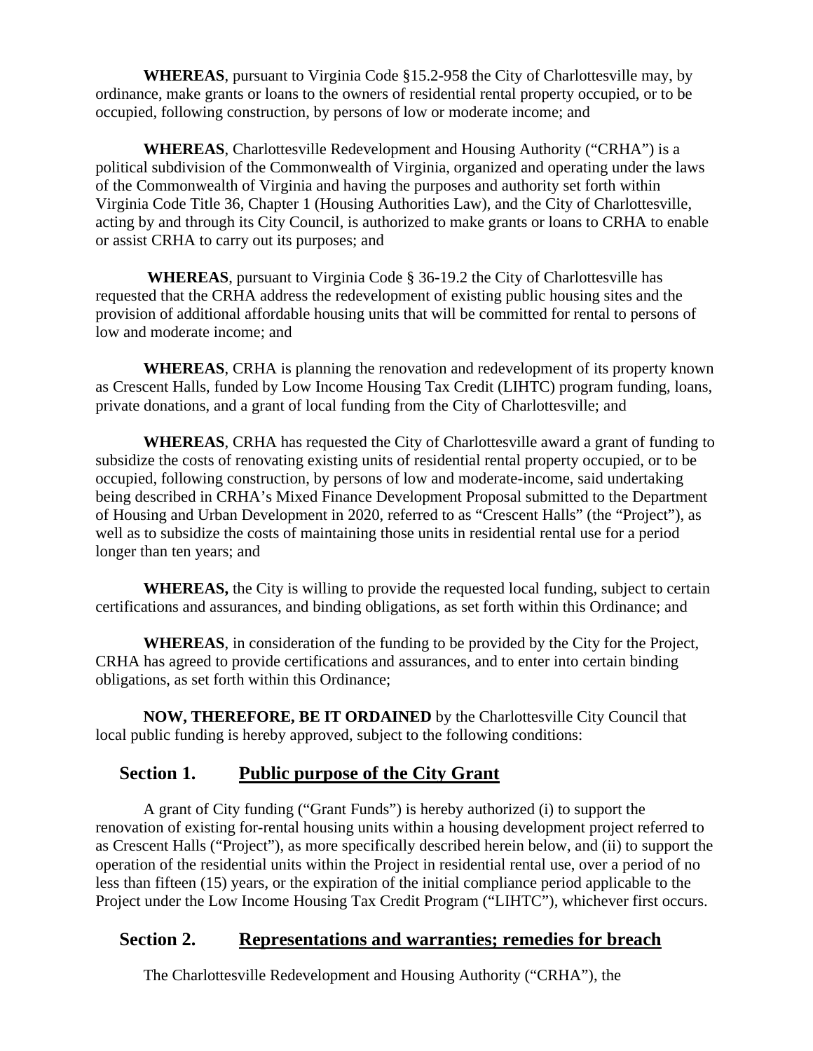**WHEREAS**, pursuant to Virginia Code §15.2-958 the City of Charlottesville may, by ordinance, make grants or loans to the owners of residential rental property occupied, or to be occupied, following construction, by persons of low or moderate income; and

**WHEREAS**, Charlottesville Redevelopment and Housing Authority ("CRHA") is a political subdivision of the Commonwealth of Virginia, organized and operating under the laws of the Commonwealth of Virginia and having the purposes and authority set forth within Virginia Code Title 36, Chapter 1 (Housing Authorities Law), and the City of Charlottesville, acting by and through its City Council, is authorized to make grants or loans to CRHA to enable or assist CRHA to carry out its purposes; and

**WHEREAS**, pursuant to Virginia Code § 36-19.2 the City of Charlottesville has requested that the CRHA address the redevelopment of existing public housing sites and the provision of additional affordable housing units that will be committed for rental to persons of low and moderate income; and

**WHEREAS**, CRHA is planning the renovation and redevelopment of its property known as Crescent Halls, funded by Low Income Housing Tax Credit (LIHTC) program funding, loans, private donations, and a grant of local funding from the City of Charlottesville; and

**WHEREAS**, CRHA has requested the City of Charlottesville award a grant of funding to subsidize the costs of renovating existing units of residential rental property occupied, or to be occupied, following construction, by persons of low and moderate-income, said undertaking being described in CRHA's Mixed Finance Development Proposal submitted to the Department of Housing and Urban Development in 2020, referred to as "Crescent Halls" (the "Project"), as well as to subsidize the costs of maintaining those units in residential rental use for a period longer than ten years; and

**WHEREAS,** the City is willing to provide the requested local funding, subject to certain certifications and assurances, and binding obligations, as set forth within this Ordinance; and

**WHEREAS**, in consideration of the funding to be provided by the City for the Project, CRHA has agreed to provide certifications and assurances, and to enter into certain binding obligations, as set forth within this Ordinance;

**NOW, THEREFORE, BE IT ORDAINED** by the Charlottesville City Council that local public funding is hereby approved, subject to the following conditions:

## Section 1. Public purpose of the City Grant

A grant of City funding ("Grant Funds") is hereby authorized (i) to support the renovation of existing for-rental housing units within a housing development project referred to as Crescent Halls ("Project"), as more specifically described herein below, and (ii) to support the operation of the residential units within the Project in residential rental use, over a period of no less than fifteen (15) years, or the expiration of the initial compliance period applicable to the Project under the Low Income Housing Tax Credit Program ("LIHTC"), whichever first occurs.

## Section 2. Representations and warranties; remedies for breach

The Charlottesville Redevelopment and Housing Authority ("CRHA"), the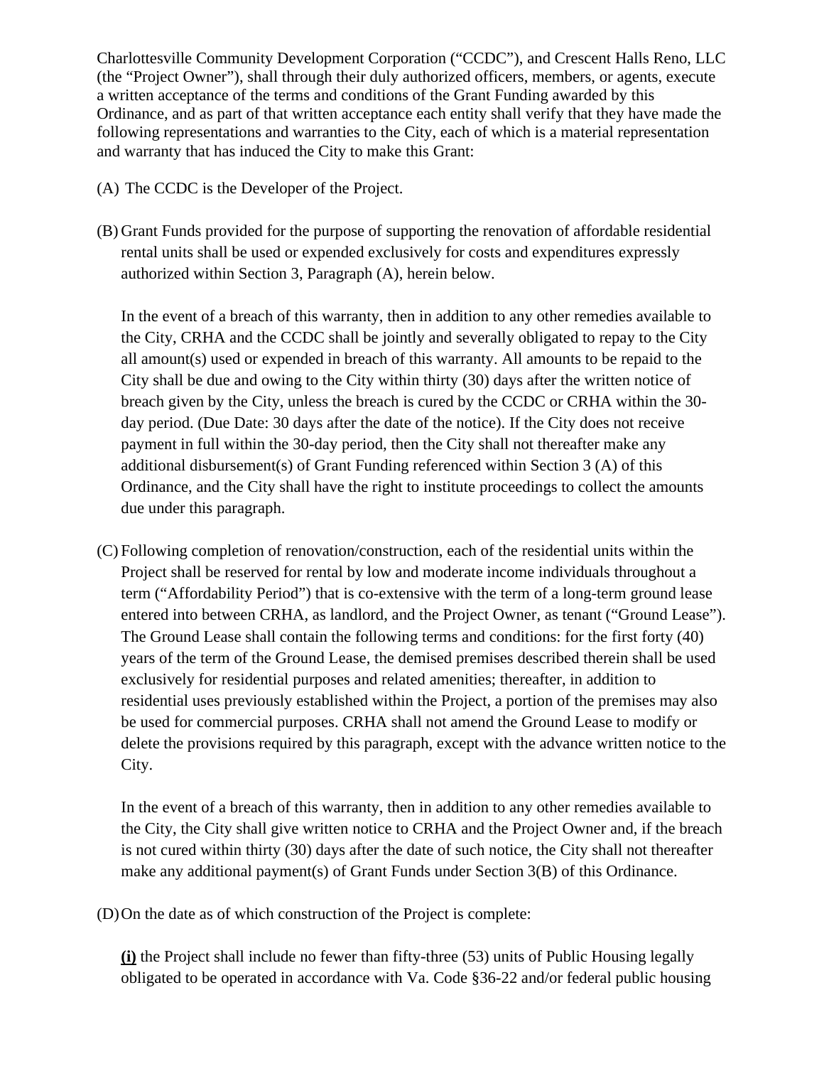Charlottesville Community Development Corporation ("CCDC"), and Crescent Halls Reno, LLC (the "Project Owner"), shall through their duly authorized officers, members, or agents, execute a written acceptance of the terms and conditions of the Grant Funding awarded by this Ordinance, and as part of that written acceptance each entity shall verify that they have made the following representations and warranties to the City, each of which is a material representation and warranty that has induced the City to make this Grant:

(A) The CCDC is the Developer of the Project.

(B) Grant Funds provided for the purpose of supporting the renovation of affordable residential rental units shall be used or expended exclusively for costs and expenditures expressly authorized within Section 3, Paragraph (A), herein below.

In the event of a breach of this warranty, then in addition to any other remedies available to the City, CRHA and the CCDC shall be jointly and severally obligated to repay to the City all amount(s) used or expended in breach of this warranty. All amounts to be repaid to the City shall be due and owing to the City within thirty (30) days after the written notice of breach given by the City, unless the breach is cured by the CCDC or CRHA within the 30-day period. (Due Date: 30 days after the date of the notice). If the City does not receive payment in full within the 30-day period, then the City shall not thereafter make any additional disbursement(s) of Grant Funding referenced within Section 3 (A) of this Ordinance, and the City shall have the right to institute proceedings to collect the amounts due under this paragraph.

(C) Following completion of renovation/construction, each of the residential units within the Project shall be reserved for rental by low and moderate income individuals throughout a term ("Affordability Period") that is co-extensive with the term of a long-term ground lease entered into between CRHA, as landlord, and the Project Owner, as tenant ("Ground Lease"). The Ground Lease shall contain the following terms and conditions: for the first forty (40) years of the term of the Ground Lease, the demised premises described therein shall be used exclusively for residential purposes and related amenities; thereafter, in addition to residential uses previously established within the Project, a portion of the premises may also be used for commercial purposes. CRHA shall not amend the Ground Lease to modify or delete the provisions required by this paragraph, except with the advance written notice to the City.

In the event of a breach of this warranty, then in addition to any other remedies available to the City, the City shall give written notice to CRHA and the Project Owner and, if the breach is not cured within thirty (30) days after the date of such notice, the City shall not thereafter make any additional payment(s) of Grant Funds under Section 3(B) of this Ordinance.

(D) On the date as of which construction of the Project is complete:

**(i)** the Project shall include no fewer than fifty-three (53) units of Public Housing legally obligated to be operated in accordance with Va. Code §36-22 and/or federal public housing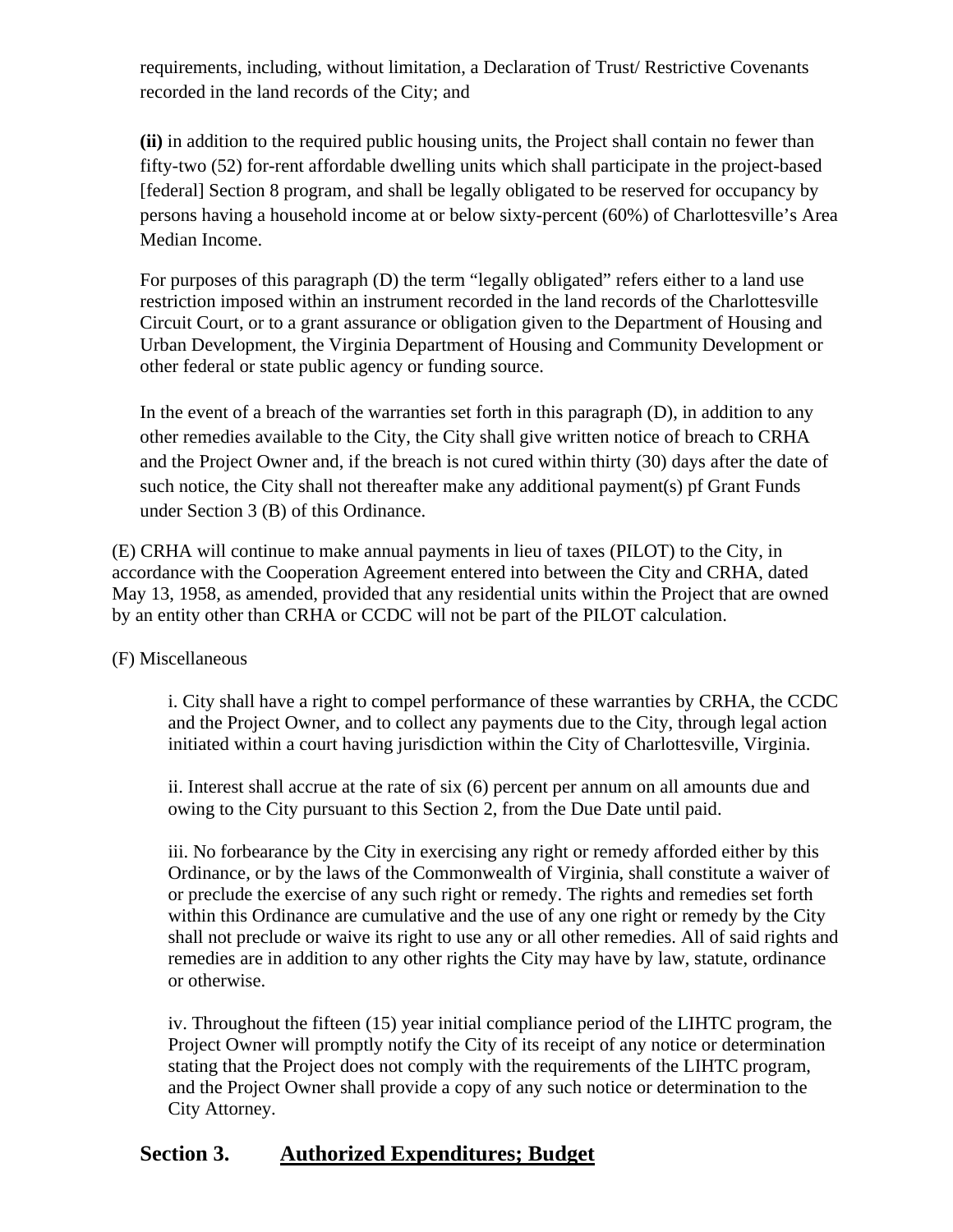requirements, including, without limitation, a Declaration of Trust/ Restrictive Covenants recorded in the land records of the City; and

**(ii)** in addition to the required public housing units, the Project shall contain no fewer than fifty-two (52) for-rent affordable dwelling units which shall participate in the project-based [federal] Section 8 program, and shall be legally obligated to be reserved for occupancy by persons having a household income at or below sixty-percent (60%) of Charlottesville's Area Median Income.

For purposes of this paragraph (D) the term "legally obligated" refers either to a land use restriction imposed within an instrument recorded in the land records of the Charlottesville Circuit Court, or to a grant assurance or obligation given to the Department of Housing and Urban Development, the Virginia Department of Housing and Community Development or other federal or state public agency or funding source.

In the event of a breach of the warranties set forth in this paragraph (D), in addition to any other remedies available to the City, the City shall give written notice of breach to CRHA and the Project Owner and, if the breach is not cured within thirty (30) days after the date of such notice, the City shall not thereafter make any additional payment(s) pf Grant Funds under Section 3 (B) of this Ordinance.

(E) CRHA will continue to make annual payments in lieu of taxes (PILOT) to the City, in accordance with the Cooperation Agreement entered into between the City and CRHA, dated May 13, 1958, as amended, provided that any residential units within the Project that are owned by an entity other than CRHA or CCDC will not be part of the PILOT calculation.

(F) Miscellaneous

i. City shall have a right to compel performance of these warranties by CRHA, the CCDC and the Project Owner, and to collect any payments due to the City, through legal action initiated within a court having jurisdiction within the City of Charlottesville, Virginia.

ii. Interest shall accrue at the rate of six (6) percent per annum on all amounts due and owing to the City pursuant to this Section 2, from the Due Date until paid.

iii. No forbearance by the City in exercising any right or remedy afforded either by this Ordinance, or by the laws of the Commonwealth of Virginia, shall constitute a waiver of or preclude the exercise of any such right or remedy. The rights and remedies set forth within this Ordinance are cumulative and the use of any one right or remedy by the City shall not preclude or waive its right to use any or all other remedies. All of said rights and remedies are in addition to any other rights the City may have by law, statute, ordinance or otherwise.

iv. Throughout the fifteen (15) year initial compliance period of the LIHTC program, the Project Owner will promptly notify the City of its receipt of any notice or determination stating that the Project does not comply with the requirements of the LIHTC program, and the Project Owner shall provide a copy of any such notice or determination to the City Attorney.

## Section 3. Authorized Expenditures; Budget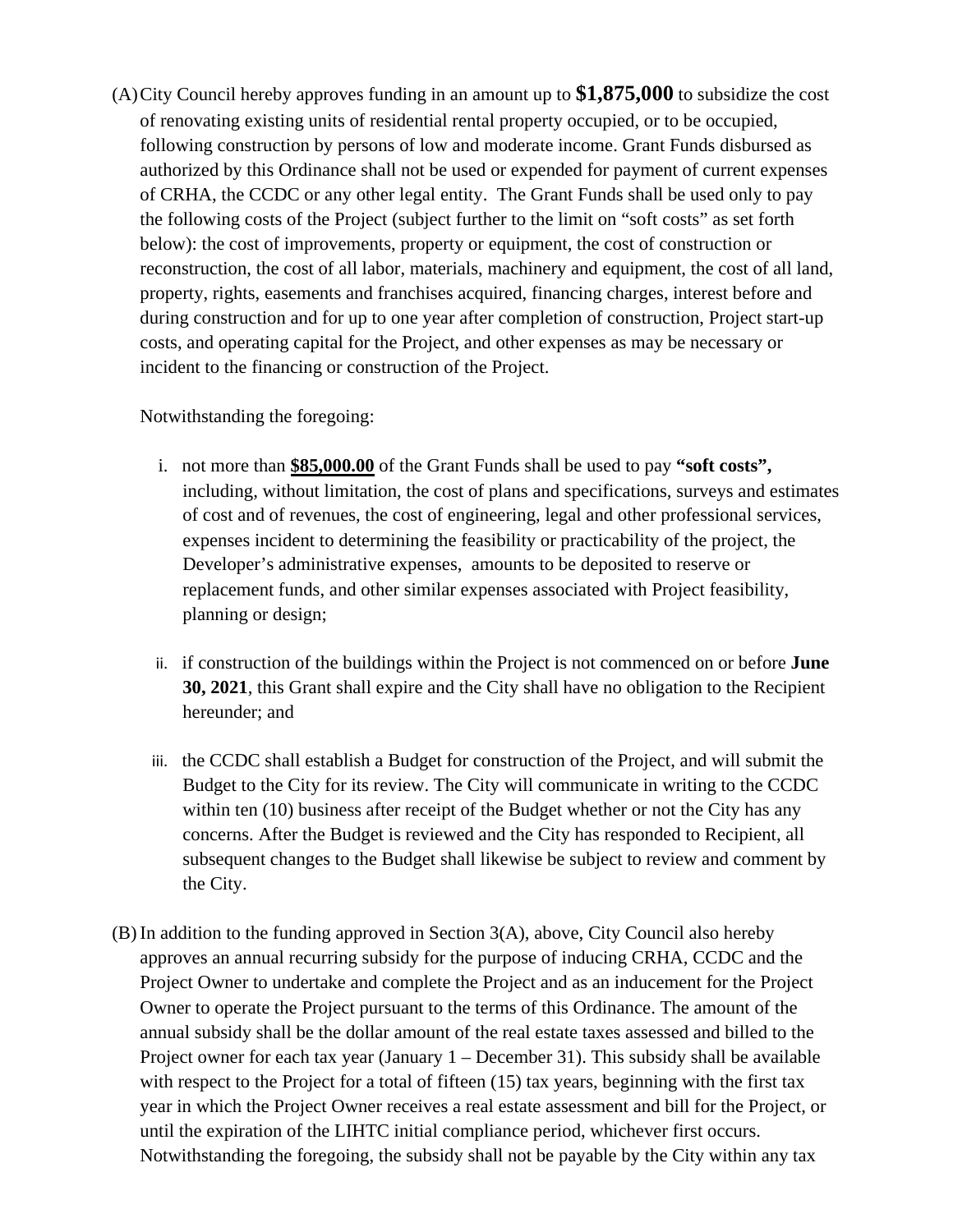(A) City Council hereby approves funding in an amount up to **$1,875,000** to subsidize the cost of renovating existing units of residential rental property occupied, or to be occupied, following construction by persons of low and moderate income. Grant Funds disbursed as authorized by this Ordinance shall not be used or expended for payment of current expenses of CRHA, the CCDC or any other legal entity. The Grant Funds shall be used only to pay the following costs of the Project (subject further to the limit on "soft costs" as set forth below): the cost of improvements, property or equipment, the cost of construction or reconstruction, the cost of all labor, materials, machinery and equipment, the cost of all land, property, rights, easements and franchises acquired, financing charges, interest before and during construction and for up to one year after completion of construction, Project start-up costs, and operating capital for the Project, and other expenses as may be necessary or incident to the financing or construction of the Project.

Notwithstanding the foregoing:

i. not more than **<u>$85,000.00</u>** of the Grant Funds shall be used to pay **"soft costs",** including, without limitation, the cost of plans and specifications, surveys and estimates of cost and of revenues, the cost of engineering, legal and other professional services, expenses incident to determining the feasibility or practicability of the project, the Developer's administrative expenses, amounts to be deposited to reserve or replacement funds, and other similar expenses associated with Project feasibility, planning or design;

ii. if construction of the buildings within the Project is not commenced on or before **June 30, 2021**, this Grant shall expire and the City shall have no obligation to the Recipient hereunder; and

iii. the CCDC shall establish a Budget for construction of the Project, and will submit the Budget to the City for its review. The City will communicate in writing to the CCDC within ten (10) business after receipt of the Budget whether or not the City has any concerns. After the Budget is reviewed and the City has responded to Recipient, all subsequent changes to the Budget shall likewise be subject to review and comment by the City.

(B) In addition to the funding approved in Section 3(A), above, City Council also hereby approves an annual recurring subsidy for the purpose of inducing CRHA, CCDC and the Project Owner to undertake and complete the Project and as an inducement for the Project Owner to operate the Project pursuant to the terms of this Ordinance. The amount of the annual subsidy shall be the dollar amount of the real estate taxes assessed and billed to the Project owner for each tax year (January 1 – December 31). This subsidy shall be available with respect to the Project for a total of fifteen (15) tax years, beginning with the first tax year in which the Project Owner receives a real estate assessment and bill for the Project, or until the expiration of the LIHTC initial compliance period, whichever first occurs. Notwithstanding the foregoing, the subsidy shall not be payable by the City within any tax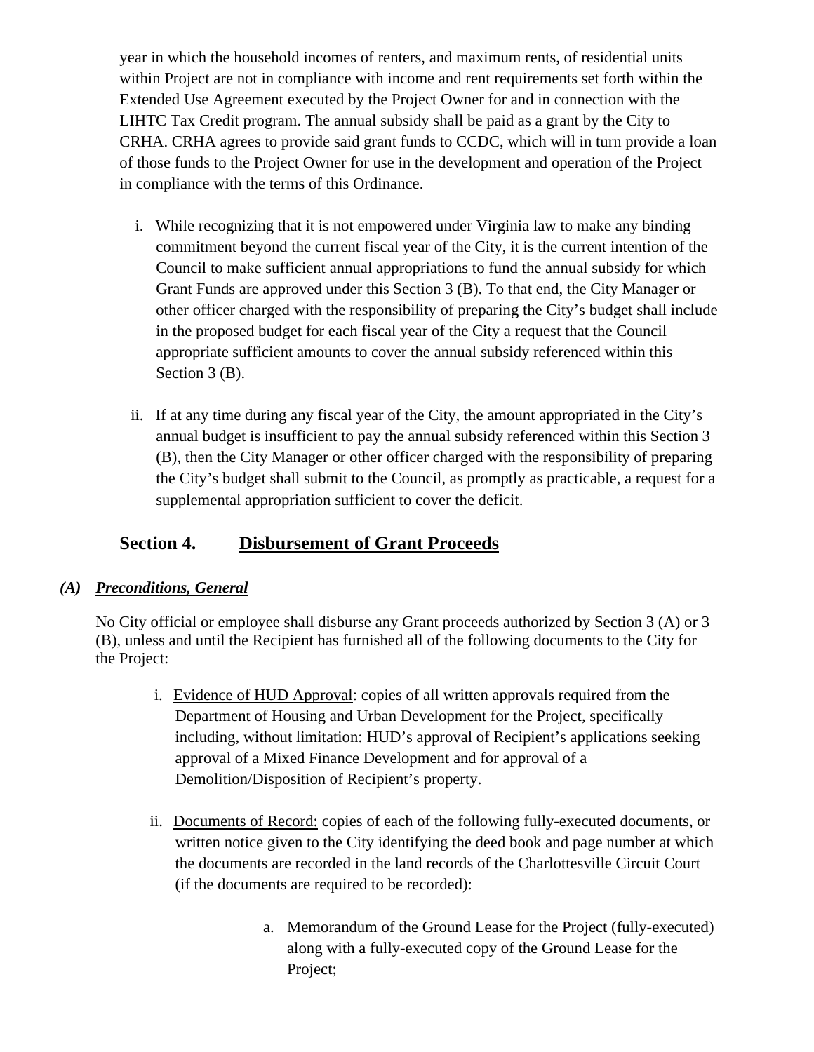year in which the household incomes of renters, and maximum rents, of residential units within Project are not in compliance with income and rent requirements set forth within the Extended Use Agreement executed by the Project Owner for and in connection with the LIHTC Tax Credit program. The annual subsidy shall be paid as a grant by the City to CRHA. CRHA agrees to provide said grant funds to CCDC, which will in turn provide a loan of those funds to the Project Owner for use in the development and operation of the Project in compliance with the terms of this Ordinance.

i. While recognizing that it is not empowered under Virginia law to make any binding commitment beyond the current fiscal year of the City, it is the current intention of the Council to make sufficient annual appropriations to fund the annual subsidy for which Grant Funds are approved under this Section 3 (B). To that end, the City Manager or other officer charged with the responsibility of preparing the City's budget shall include in the proposed budget for each fiscal year of the City a request that the Council appropriate sufficient amounts to cover the annual subsidy referenced within this Section 3 (B).

ii. If at any time during any fiscal year of the City, the amount appropriated in the City's annual budget is insufficient to pay the annual subsidy referenced within this Section 3 (B), then the City Manager or other officer charged with the responsibility of preparing the City's budget shall submit to the Council, as promptly as practicable, a request for a supplemental appropriation sufficient to cover the deficit.

## Section 4. <u>Disbursement of Grant Proceeds</u>

### *(A) <u>Preconditions, General</u>*

No City official or employee shall disburse any Grant proceeds authorized by Section 3 (A) or 3 (B), unless and until the Recipient has furnished all of the following documents to the City for the Project:

i. <u>Evidence of HUD Approval</u>: copies of all written approvals required from the Department of Housing and Urban Development for the Project, specifically including, without limitation: HUD's approval of Recipient's applications seeking approval of a Mixed Finance Development and for approval of a Demolition/Disposition of Recipient's property.

ii. <u>Documents of Record:</u> copies of each of the following fully-executed documents, or written notice given to the City identifying the deed book and page number at which the documents are recorded in the land records of the Charlottesville Circuit Court (if the documents are required to be recorded):

a. Memorandum of the Ground Lease for the Project (fully-executed) along with a fully-executed copy of the Ground Lease for the Project;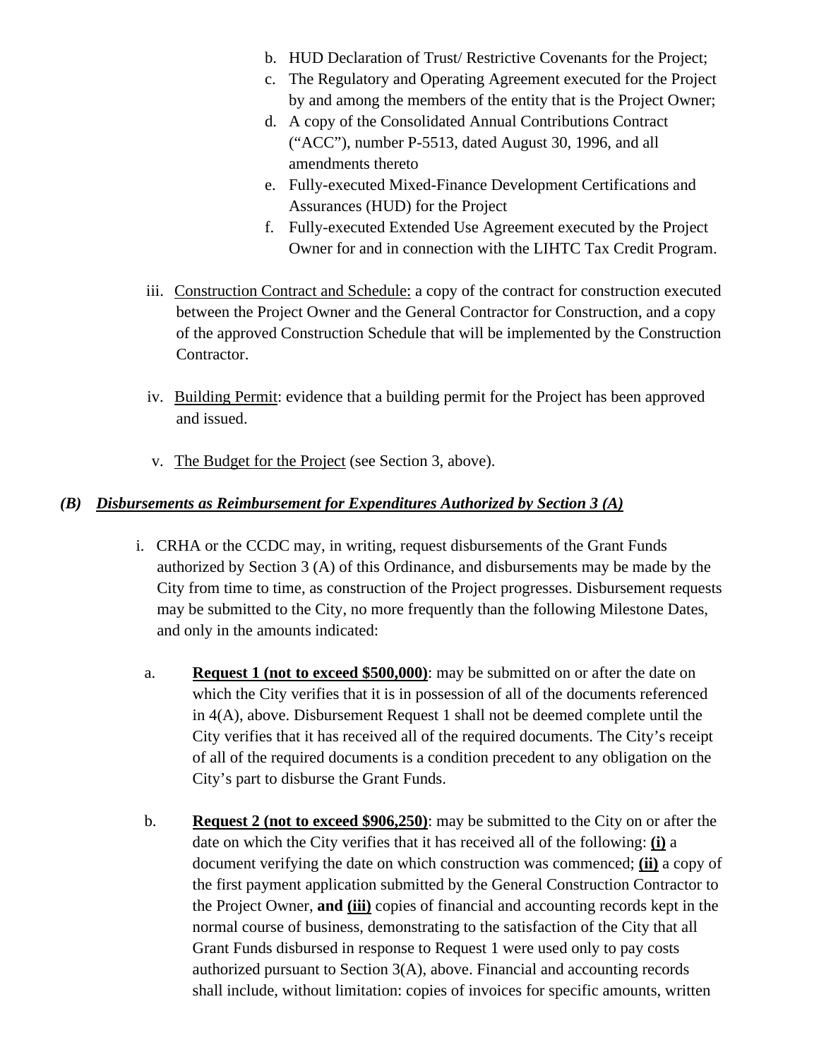b. HUD Declaration of Trust/ Restrictive Covenants for the Project;
c. The Regulatory and Operating Agreement executed for the Project by and among the members of the entity that is the Project Owner;
d. A copy of the Consolidated Annual Contributions Contract ("ACC"), number P-5513, dated August 30, 1996, and all amendments thereto
e. Fully-executed Mixed-Finance Development Certifications and Assurances (HUD) for the Project
f. Fully-executed Extended Use Agreement executed by the Project Owner for and in connection with the LIHTC Tax Credit Program.

iii. Construction Contract and Schedule: a copy of the contract for construction executed between the Project Owner and the General Contractor for Construction, and a copy of the approved Construction Schedule that will be implemented by the Construction Contractor.

iv. Building Permit: evidence that a building permit for the Project has been approved and issued.

v. The Budget for the Project (see Section 3, above).

***(B) Disbursements as Reimbursement for Expenditures Authorized by Section 3 (A)***

i. CRHA or the CCDC may, in writing, request disbursements of the Grant Funds authorized by Section 3 (A) of this Ordinance, and disbursements may be made by the City from time to time, as construction of the Project progresses. Disbursement requests may be submitted to the City, no more frequently than the following Milestone Dates, and only in the amounts indicated:

a. **Request 1 (not to exceed $500,000)**: may be submitted on or after the date on which the City verifies that it is in possession of all of the documents referenced in 4(A), above. Disbursement Request 1 shall not be deemed complete until the City verifies that it has received all of the required documents. The City's receipt of all of the required documents is a condition precedent to any obligation on the City's part to disburse the Grant Funds.

b. **Request 2 (not to exceed $906,250)**: may be submitted to the City on or after the date on which the City verifies that it has received all of the following: **(i)** a document verifying the date on which construction was commenced; **(ii)** a copy of the first payment application submitted by the General Construction Contractor to the Project Owner, **and (iii)** copies of financial and accounting records kept in the normal course of business, demonstrating to the satisfaction of the City that all Grant Funds disbursed in response to Request 1 were used only to pay costs authorized pursuant to Section 3(A), above. Financial and accounting records shall include, without limitation: copies of invoices for specific amounts, written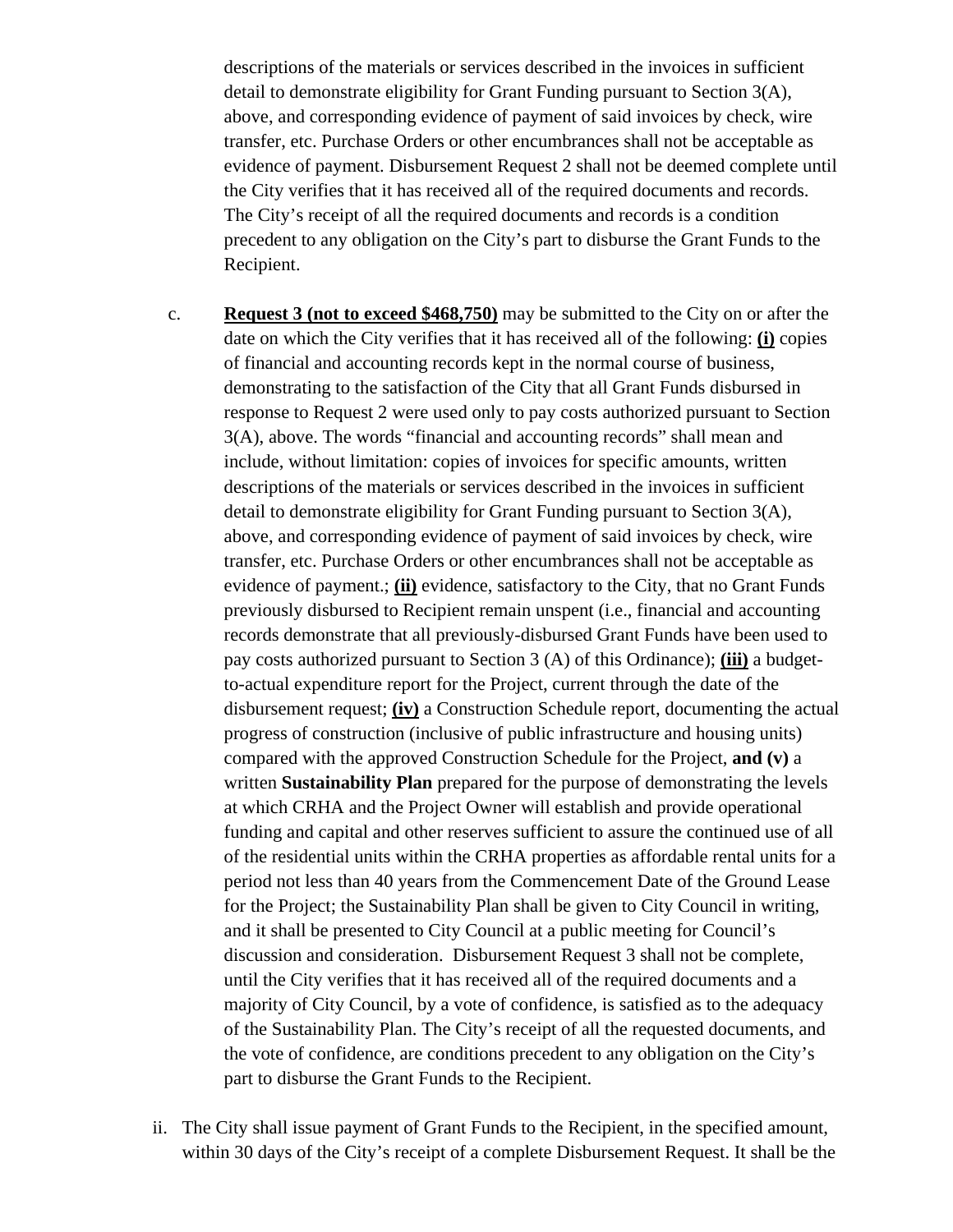descriptions of the materials or services described in the invoices in sufficient detail to demonstrate eligibility for Grant Funding pursuant to Section 3(A), above, and corresponding evidence of payment of said invoices by check, wire transfer, etc. Purchase Orders or other encumbrances shall not be acceptable as evidence of payment. Disbursement Request 2 shall not be deemed complete until the City verifies that it has received all of the required documents and records. The City's receipt of all the required documents and records is a condition precedent to any obligation on the City's part to disburse the Grant Funds to the Recipient.

c. **<u>Request 3 (not to exceed $468,750)</u>** may be submitted to the City on or after the date on which the City verifies that it has received all of the following: **<u>(i)</u>** copies of financial and accounting records kept in the normal course of business, demonstrating to the satisfaction of the City that all Grant Funds disbursed in response to Request 2 were used only to pay costs authorized pursuant to Section 3(A), above. The words "financial and accounting records" shall mean and include, without limitation: copies of invoices for specific amounts, written descriptions of the materials or services described in the invoices in sufficient detail to demonstrate eligibility for Grant Funding pursuant to Section 3(A), above, and corresponding evidence of payment of said invoices by check, wire transfer, etc. Purchase Orders or other encumbrances shall not be acceptable as evidence of payment.; **<u>(ii)</u>** evidence, satisfactory to the City, that no Grant Funds previously disbursed to Recipient remain unspent (i.e., financial and accounting records demonstrate that all previously-disbursed Grant Funds have been used to pay costs authorized pursuant to Section 3 (A) of this Ordinance); **<u>(iii)</u>** a budget-to-actual expenditure report for the Project, current through the date of the disbursement request; **<u>(iv)</u>** a Construction Schedule report, documenting the actual progress of construction (inclusive of public infrastructure and housing units) compared with the approved Construction Schedule for the Project, **and (v)** a written **Sustainability Plan** prepared for the purpose of demonstrating the levels at which CRHA and the Project Owner will establish and provide operational funding and capital and other reserves sufficient to assure the continued use of all of the residential units within the CRHA properties as affordable rental units for a period not less than 40 years from the Commencement Date of the Ground Lease for the Project; the Sustainability Plan shall be given to City Council in writing, and it shall be presented to City Council at a public meeting for Council's discussion and consideration. Disbursement Request 3 shall not be complete, until the City verifies that it has received all of the required documents and a majority of City Council, by a vote of confidence, is satisfied as to the adequacy of the Sustainability Plan. The City's receipt of all the requested documents, and the vote of confidence, are conditions precedent to any obligation on the City's part to disburse the Grant Funds to the Recipient.

ii. The City shall issue payment of Grant Funds to the Recipient, in the specified amount, within 30 days of the City's receipt of a complete Disbursement Request. It shall be the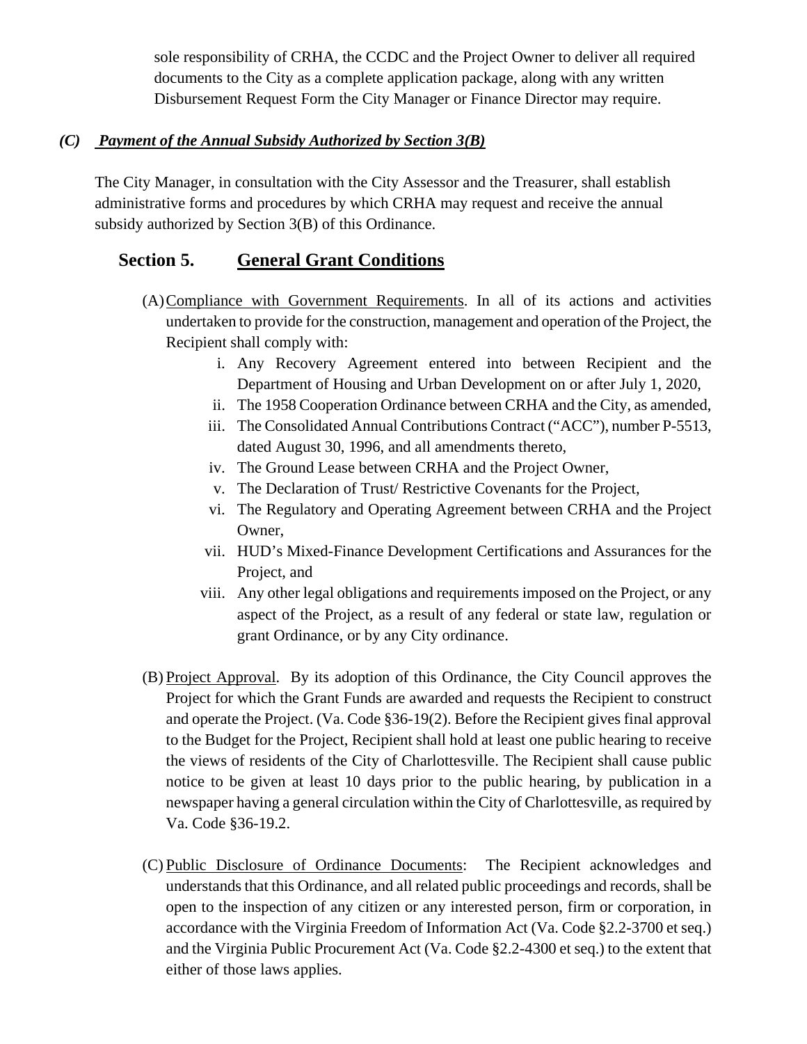sole responsibility of CRHA, the CCDC and the Project Owner to deliver all required documents to the City as a complete application package, along with any written Disbursement Request Form the City Manager or Finance Director may require.

***(C) Payment of the Annual Subsidy Authorized by Section 3(B)***

The City Manager, in consultation with the City Assessor and the Treasurer, shall establish administrative forms and procedures by which CRHA may request and receive the annual subsidy authorized by Section 3(B) of this Ordinance.

## Section 5. General Grant Conditions

(A) Compliance with Government Requirements. In all of its actions and activities undertaken to provide for the construction, management and operation of the Project, the Recipient shall comply with:

i. Any Recovery Agreement entered into between Recipient and the Department of Housing and Urban Development on or after July 1, 2020,
ii. The 1958 Cooperation Ordinance between CRHA and the City, as amended,
iii. The Consolidated Annual Contributions Contract ("ACC"), number P-5513, dated August 30, 1996, and all amendments thereto,
iv. The Ground Lease between CRHA and the Project Owner,
v. The Declaration of Trust/ Restrictive Covenants for the Project,
vi. The Regulatory and Operating Agreement between CRHA and the Project Owner,
vii. HUD's Mixed-Finance Development Certifications and Assurances for the Project, and
viii. Any other legal obligations and requirements imposed on the Project, or any aspect of the Project, as a result of any federal or state law, regulation or grant Ordinance, or by any City ordinance.

(B) Project Approval. By its adoption of this Ordinance, the City Council approves the Project for which the Grant Funds are awarded and requests the Recipient to construct and operate the Project. (Va. Code §36-19(2). Before the Recipient gives final approval to the Budget for the Project, Recipient shall hold at least one public hearing to receive the views of residents of the City of Charlottesville. The Recipient shall cause public notice to be given at least 10 days prior to the public hearing, by publication in a newspaper having a general circulation within the City of Charlottesville, as required by Va. Code §36-19.2.

(C) Public Disclosure of Ordinance Documents: The Recipient acknowledges and understands that this Ordinance, and all related public proceedings and records, shall be open to the inspection of any citizen or any interested person, firm or corporation, in accordance with the Virginia Freedom of Information Act (Va. Code §2.2-3700 et seq.) and the Virginia Public Procurement Act (Va. Code §2.2-4300 et seq.) to the extent that either of those laws applies.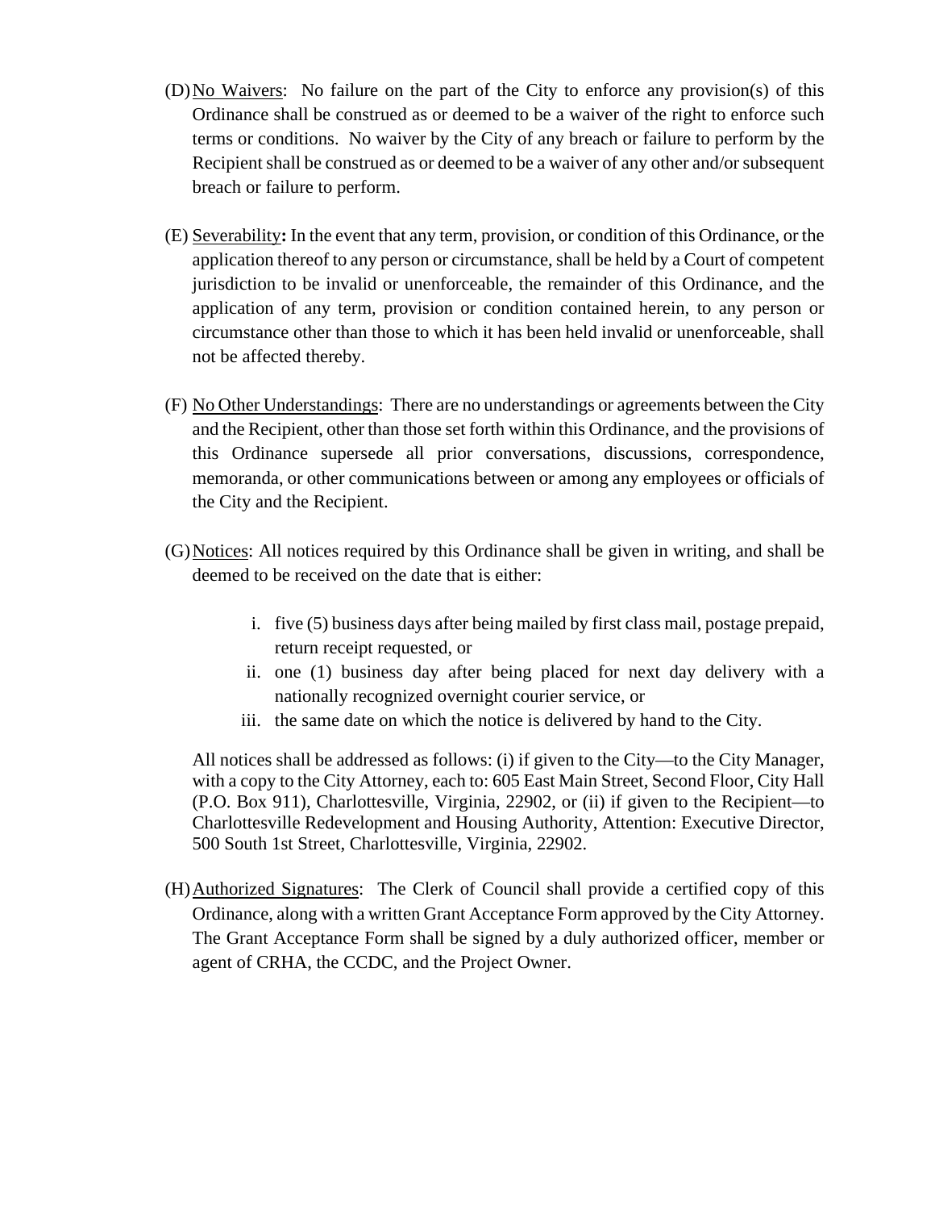(D) No Waivers: No failure on the part of the City to enforce any provision(s) of this Ordinance shall be construed as or deemed to be a waiver of the right to enforce such terms or conditions. No waiver by the City of any breach or failure to perform by the Recipient shall be construed as or deemed to be a waiver of any other and/or subsequent breach or failure to perform.

(E) Severability**:** In the event that any term, provision, or condition of this Ordinance, or the application thereof to any person or circumstance, shall be held by a Court of competent jurisdiction to be invalid or unenforceable, the remainder of this Ordinance, and the application of any term, provision or condition contained herein, to any person or circumstance other than those to which it has been held invalid or unenforceable, shall not be affected thereby.

(F) No Other Understandings: There are no understandings or agreements between the City and the Recipient, other than those set forth within this Ordinance, and the provisions of this Ordinance supersede all prior conversations, discussions, correspondence, memoranda, or other communications between or among any employees or officials of the City and the Recipient.

(G) Notices: All notices required by this Ordinance shall be given in writing, and shall be deemed to be received on the date that is either:

i. five (5) business days after being mailed by first class mail, postage prepaid, return receipt requested, or
ii. one (1) business day after being placed for next day delivery with a nationally recognized overnight courier service, or
iii. the same date on which the notice is delivered by hand to the City.

All notices shall be addressed as follows: (i) if given to the City—to the City Manager, with a copy to the City Attorney, each to: 605 East Main Street, Second Floor, City Hall (P.O. Box 911), Charlottesville, Virginia, 22902, or (ii) if given to the Recipient—to Charlottesville Redevelopment and Housing Authority, Attention: Executive Director, 500 South 1st Street, Charlottesville, Virginia, 22902.

(H) Authorized Signatures: The Clerk of Council shall provide a certified copy of this Ordinance, along with a written Grant Acceptance Form approved by the City Attorney. The Grant Acceptance Form shall be signed by a duly authorized officer, member or agent of CRHA, the CCDC, and the Project Owner.